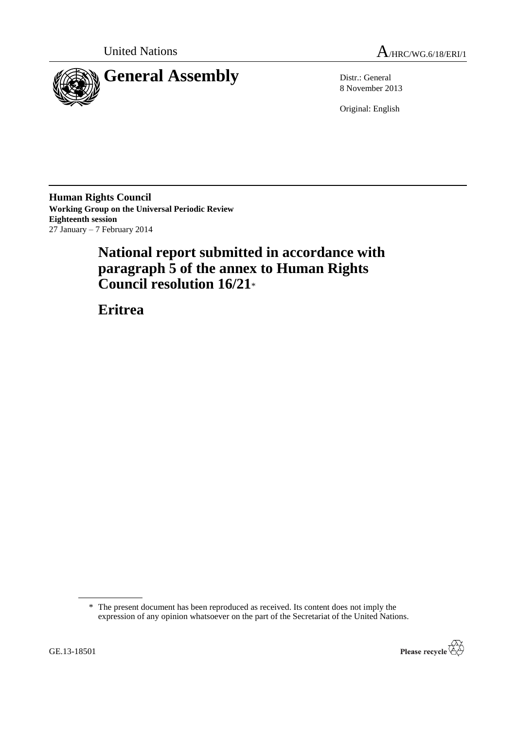United Nations A/HRC/WG.6/18/ERI/1

# General Assembly

Distr.: General
8 November 2013

Original: English

**Human Rights Council**
**Working Group on the Universal Periodic Review**
**Eighteenth session**
27 January – 7 February 2014

# National report submitted in accordance with paragraph 5 of the annex to Human Rights Council resolution 16/21*

# Eritrea

\* The present document has been reproduced as received. Its content does not imply the expression of any opinion whatsoever on the part of the Secretariat of the United Nations.

GE.13-18501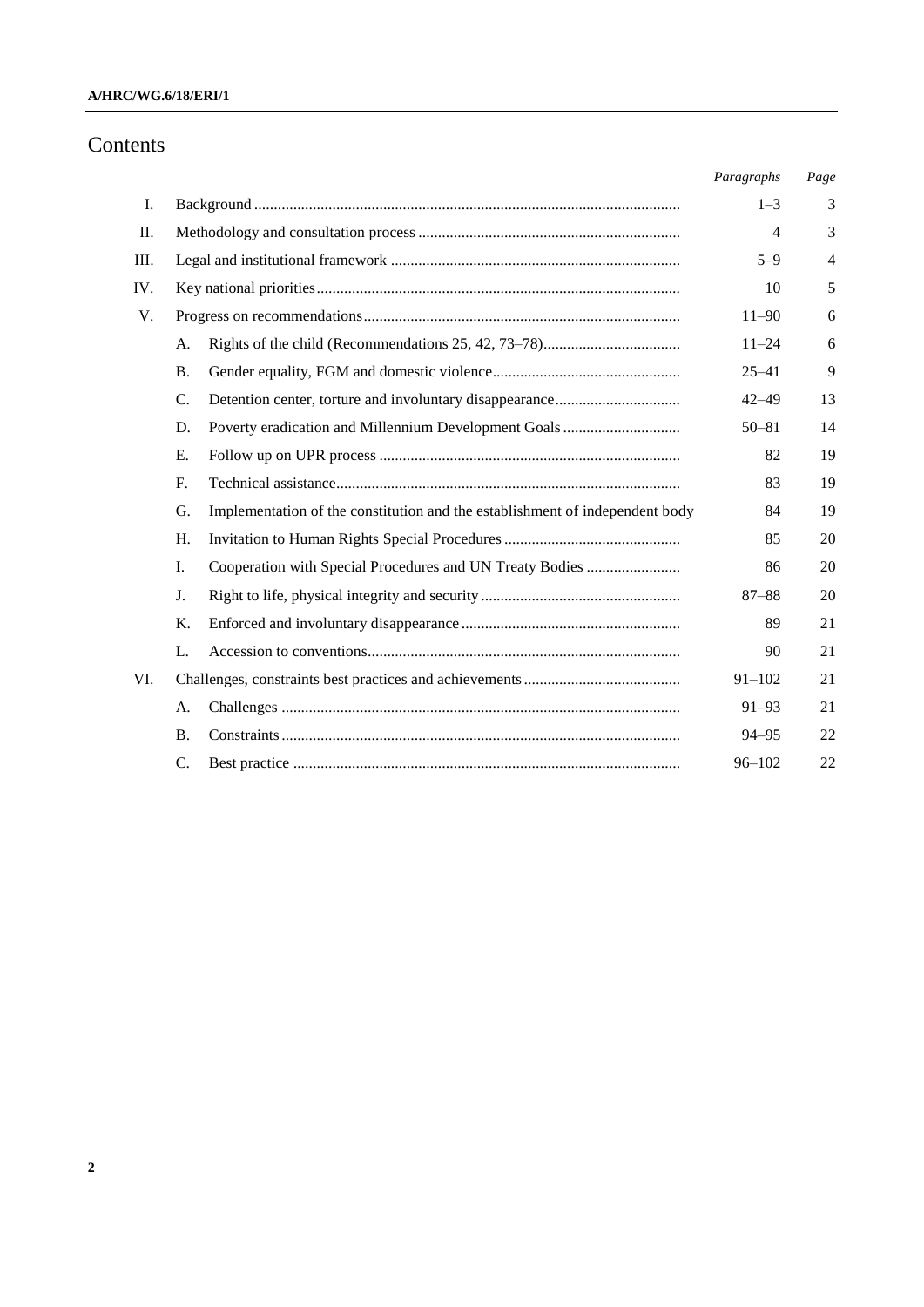# Contents

| | | | *Paragraphs* | *Page* |
|---|---|---|---|---|
| I. | Background | | 1–3 | 3 |
| II. | Methodology and consultation process | | 4 | 3 |
| III. | Legal and institutional framework | | 5–9 | 4 |
| IV. | Key national priorities | | 10 | 5 |
| V. | Progress on recommendations | | 11–90 | 6 |
| | A. | Rights of the child (Recommendations 25, 42, 73–78) | 11–24 | 6 |
| | B. | Gender equality, FGM and domestic violence | 25–41 | 9 |
| | C. | Detention center, torture and involuntary disappearance | 42–49 | 13 |
| | D. | Poverty eradication and Millennium Development Goals | 50–81 | 14 |
| | E. | Follow up on UPR process | 82 | 19 |
| | F. | Technical assistance | 83 | 19 |
| | G. | Implementation of the constitution and the establishment of independent body | 84 | 19 |
| | H. | Invitation to Human Rights Special Procedures | 85 | 20 |
| | I. | Cooperation with Special Procedures and UN Treaty Bodies | 86 | 20 |
| | J. | Right to life, physical integrity and security | 87–88 | 20 |
| | K. | Enforced and involuntary disappearance | 89 | 21 |
| | L. | Accession to conventions | 90 | 21 |
| VI. | Challenges, constraints best practices and achievements | | 91–102 | 21 |
| | A. | Challenges | 91–93 | 21 |
| | B. | Constraints | 94–95 | 22 |
| | C. | Best practice | 96–102 | 22 |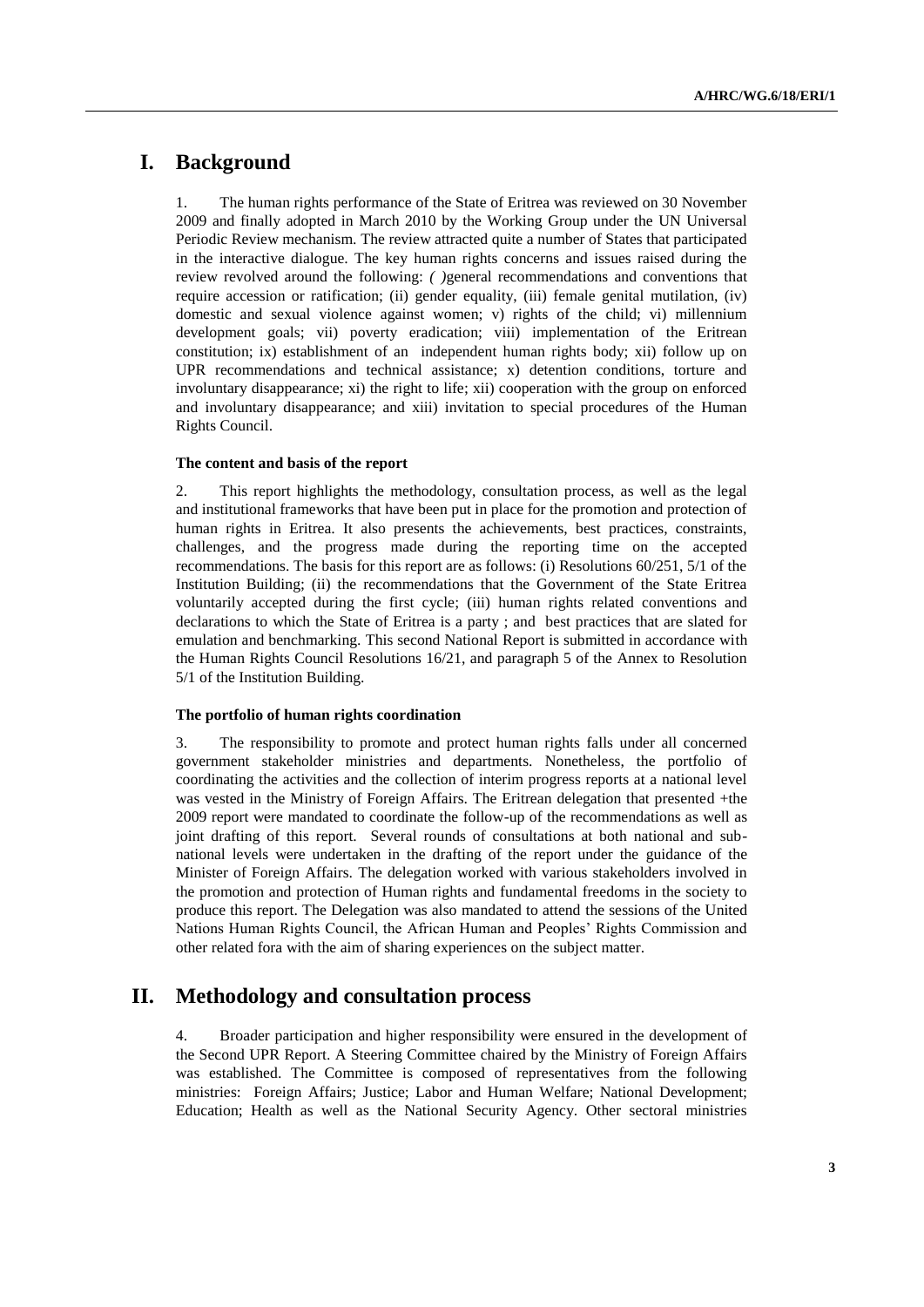# I. Background

1. The human rights performance of the State of Eritrea was reviewed on 30 November 2009 and finally adopted in March 2010 by the Working Group under the UN Universal Periodic Review mechanism. The review attracted quite a number of States that participated in the interactive dialogue. The key human rights concerns and issues raised during the review revolved around the following: *( )*general recommendations and conventions that require accession or ratification; (ii) gender equality, (iii) female genital mutilation, (iv) domestic and sexual violence against women; v) rights of the child; vi) millennium development goals; vii) poverty eradication; viii) implementation of the Eritrean constitution; ix) establishment of an independent human rights body; xii) follow up on UPR recommendations and technical assistance; x) detention conditions, torture and involuntary disappearance; xi) the right to life; xii) cooperation with the group on enforced and involuntary disappearance; and xiii) invitation to special procedures of the Human Rights Council.

### The content and basis of the report

2. This report highlights the methodology, consultation process, as well as the legal and institutional frameworks that have been put in place for the promotion and protection of human rights in Eritrea. It also presents the achievements, best practices, constraints, challenges, and the progress made during the reporting time on the accepted recommendations. The basis for this report are as follows: (i) Resolutions 60/251, 5/1 of the Institution Building; (ii) the recommendations that the Government of the State Eritrea voluntarily accepted during the first cycle; (iii) human rights related conventions and declarations to which the State of Eritrea is a party ; and best practices that are slated for emulation and benchmarking. This second National Report is submitted in accordance with the Human Rights Council Resolutions 16/21, and paragraph 5 of the Annex to Resolution 5/1 of the Institution Building.

### The portfolio of human rights coordination

3. The responsibility to promote and protect human rights falls under all concerned government stakeholder ministries and departments. Nonetheless, the portfolio of coordinating the activities and the collection of interim progress reports at a national level was vested in the Ministry of Foreign Affairs. The Eritrean delegation that presented +the 2009 report were mandated to coordinate the follow-up of the recommendations as well as joint drafting of this report. Several rounds of consultations at both national and sub-national levels were undertaken in the drafting of the report under the guidance of the Minister of Foreign Affairs. The delegation worked with various stakeholders involved in the promotion and protection of Human rights and fundamental freedoms in the society to produce this report. The Delegation was also mandated to attend the sessions of the United Nations Human Rights Council, the African Human and Peoples' Rights Commission and other related fora with the aim of sharing experiences on the subject matter.

# II. Methodology and consultation process

4. Broader participation and higher responsibility were ensured in the development of the Second UPR Report. A Steering Committee chaired by the Ministry of Foreign Affairs was established. The Committee is composed of representatives from the following ministries: Foreign Affairs; Justice; Labor and Human Welfare; National Development; Education; Health as well as the National Security Agency. Other sectoral ministries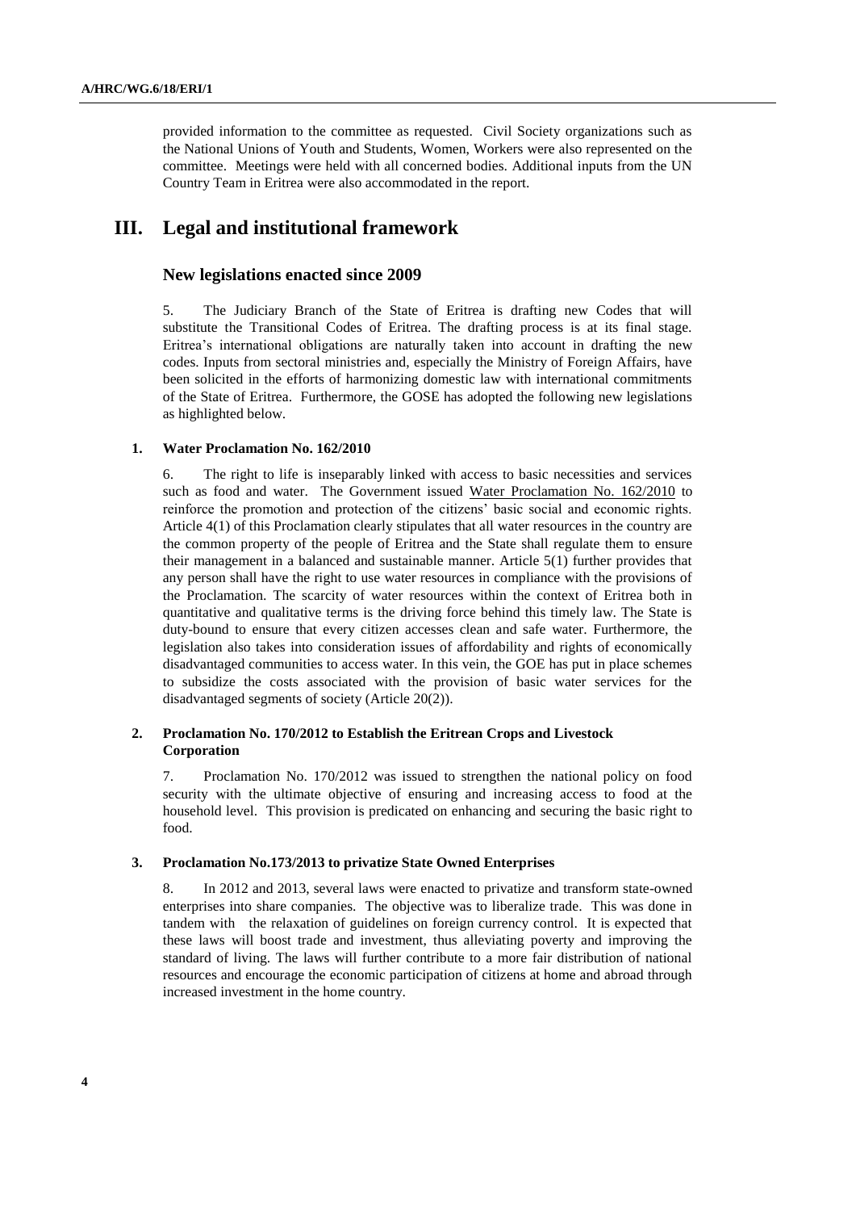provided information to the committee as requested. Civil Society organizations such as the National Unions of Youth and Students, Women, Workers were also represented on the committee. Meetings were held with all concerned bodies. Additional inputs from the UN Country Team in Eritrea were also accommodated in the report.

# III. Legal and institutional framework

## New legislations enacted since 2009

5. The Judiciary Branch of the State of Eritrea is drafting new Codes that will substitute the Transitional Codes of Eritrea. The drafting process is at its final stage. Eritrea's international obligations are naturally taken into account in drafting the new codes. Inputs from sectoral ministries and, especially the Ministry of Foreign Affairs, have been solicited in the efforts of harmonizing domestic law with international commitments of the State of Eritrea. Furthermore, the GOSE has adopted the following new legislations as highlighted below.

### 1. Water Proclamation No. 162/2010

6. The right to life is inseparably linked with access to basic necessities and services such as food and water. The Government issued Water Proclamation No. 162/2010 to reinforce the promotion and protection of the citizens' basic social and economic rights. Article 4(1) of this Proclamation clearly stipulates that all water resources in the country are the common property of the people of Eritrea and the State shall regulate them to ensure their management in a balanced and sustainable manner. Article 5(1) further provides that any person shall have the right to use water resources in compliance with the provisions of the Proclamation. The scarcity of water resources within the context of Eritrea both in quantitative and qualitative terms is the driving force behind this timely law. The State is duty-bound to ensure that every citizen accesses clean and safe water. Furthermore, the legislation also takes into consideration issues of affordability and rights of economically disadvantaged communities to access water. In this vein, the GOE has put in place schemes to subsidize the costs associated with the provision of basic water services for the disadvantaged segments of society (Article 20(2)).

### 2. Proclamation No. 170/2012 to Establish the Eritrean Crops and Livestock Corporation

7. Proclamation No. 170/2012 was issued to strengthen the national policy on food security with the ultimate objective of ensuring and increasing access to food at the household level. This provision is predicated on enhancing and securing the basic right to food.

### 3. Proclamation No.173/2013 to privatize State Owned Enterprises

8. In 2012 and 2013, several laws were enacted to privatize and transform state-owned enterprises into share companies. The objective was to liberalize trade. This was done in tandem with the relaxation of guidelines on foreign currency control. It is expected that these laws will boost trade and investment, thus alleviating poverty and improving the standard of living. The laws will further contribute to a more fair distribution of national resources and encourage the economic participation of citizens at home and abroad through increased investment in the home country.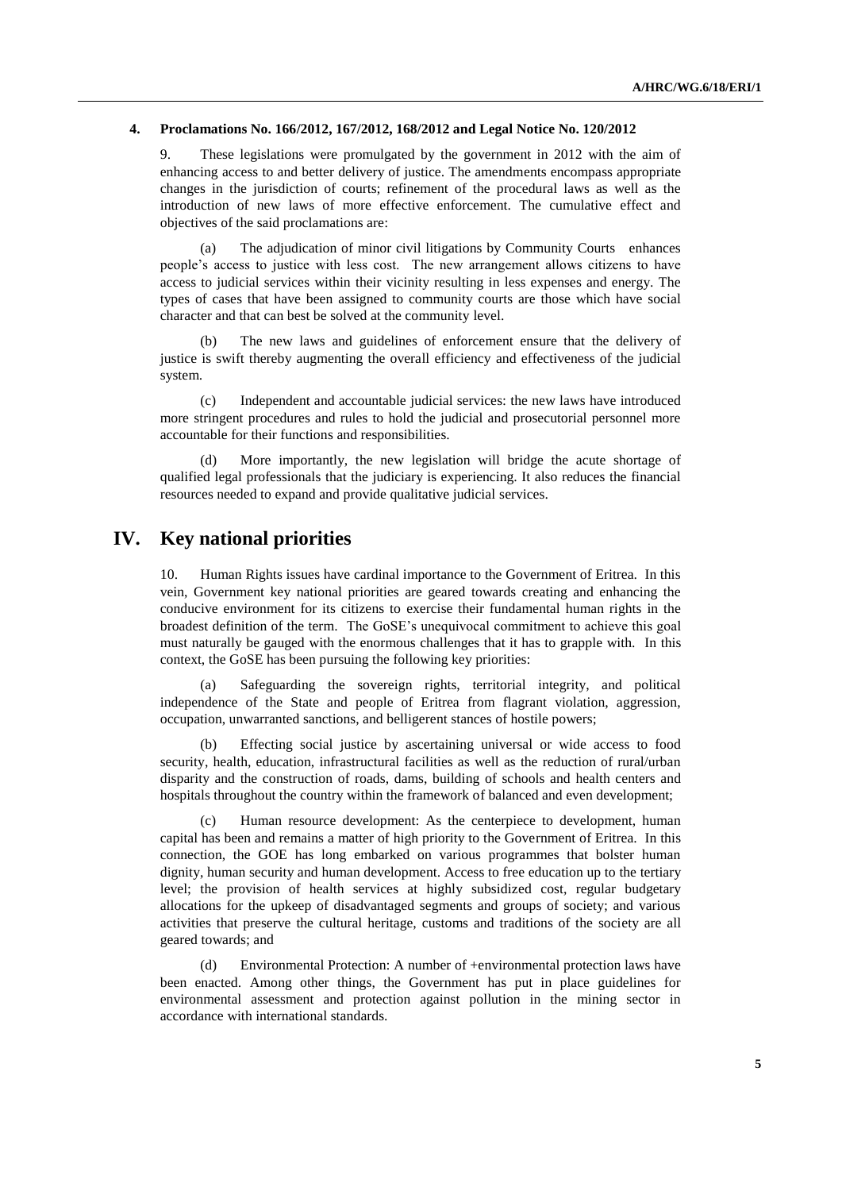### 4. Proclamations No. 166/2012, 167/2012, 168/2012 and Legal Notice No. 120/2012

9. These legislations were promulgated by the government in 2012 with the aim of enhancing access to and better delivery of justice. The amendments encompass appropriate changes in the jurisdiction of courts; refinement of the procedural laws as well as the introduction of new laws of more effective enforcement. The cumulative effect and objectives of the said proclamations are:

(a) The adjudication of minor civil litigations by Community Courts enhances people's access to justice with less cost. The new arrangement allows citizens to have access to judicial services within their vicinity resulting in less expenses and energy. The types of cases that have been assigned to community courts are those which have social character and that can best be solved at the community level.

(b) The new laws and guidelines of enforcement ensure that the delivery of justice is swift thereby augmenting the overall efficiency and effectiveness of the judicial system.

(c) Independent and accountable judicial services: the new laws have introduced more stringent procedures and rules to hold the judicial and prosecutorial personnel more accountable for their functions and responsibilities.

(d) More importantly, the new legislation will bridge the acute shortage of qualified legal professionals that the judiciary is experiencing. It also reduces the financial resources needed to expand and provide qualitative judicial services.

## IV. Key national priorities

10. Human Rights issues have cardinal importance to the Government of Eritrea. In this vein, Government key national priorities are geared towards creating and enhancing the conducive environment for its citizens to exercise their fundamental human rights in the broadest definition of the term. The GoSE's unequivocal commitment to achieve this goal must naturally be gauged with the enormous challenges that it has to grapple with. In this context, the GoSE has been pursuing the following key priorities:

(a) Safeguarding the sovereign rights, territorial integrity, and political independence of the State and people of Eritrea from flagrant violation, aggression, occupation, unwarranted sanctions, and belligerent stances of hostile powers;

(b) Effecting social justice by ascertaining universal or wide access to food security, health, education, infrastructural facilities as well as the reduction of rural/urban disparity and the construction of roads, dams, building of schools and health centers and hospitals throughout the country within the framework of balanced and even development;

(c) Human resource development: As the centerpiece to development, human capital has been and remains a matter of high priority to the Government of Eritrea. In this connection, the GOE has long embarked on various programmes that bolster human dignity, human security and human development. Access to free education up to the tertiary level; the provision of health services at highly subsidized cost, regular budgetary allocations for the upkeep of disadvantaged segments and groups of society; and various activities that preserve the cultural heritage, customs and traditions of the society are all geared towards; and

(d) Environmental Protection: A number of +environmental protection laws have been enacted. Among other things, the Government has put in place guidelines for environmental assessment and protection against pollution in the mining sector in accordance with international standards.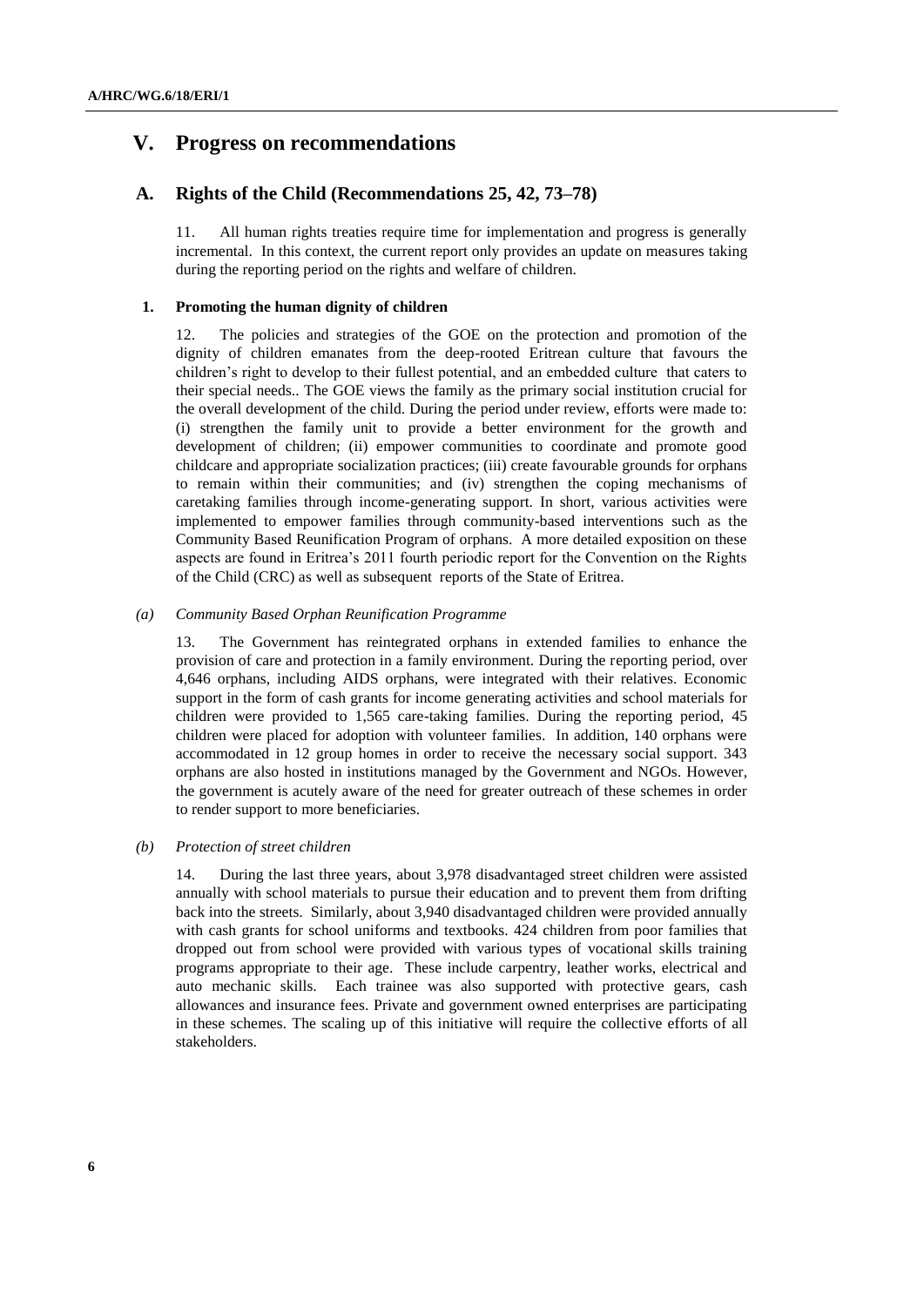# V. Progress on recommendations

## A. Rights of the Child (Recommendations 25, 42, 73–78)

11. All human rights treaties require time for implementation and progress is generally incremental. In this context, the current report only provides an update on measures taking during the reporting period on the rights and welfare of children.

### 1. Promoting the human dignity of children

12. The policies and strategies of the GOE on the protection and promotion of the dignity of children emanates from the deep-rooted Eritrean culture that favours the children's right to develop to their fullest potential, and an embedded culture that caters to their special needs.. The GOE views the family as the primary social institution crucial for the overall development of the child. During the period under review, efforts were made to: (i) strengthen the family unit to provide a better environment for the growth and development of children; (ii) empower communities to coordinate and promote good childcare and appropriate socialization practices; (iii) create favourable grounds for orphans to remain within their communities; and (iv) strengthen the coping mechanisms of caretaking families through income-generating support. In short, various activities were implemented to empower families through community-based interventions such as the Community Based Reunification Program of orphans. A more detailed exposition on these aspects are found in Eritrea's 2011 fourth periodic report for the Convention on the Rights of the Child (CRC) as well as subsequent reports of the State of Eritrea.

#### *(a) Community Based Orphan Reunification Programme*

13. The Government has reintegrated orphans in extended families to enhance the provision of care and protection in a family environment. During the reporting period, over 4,646 orphans, including AIDS orphans, were integrated with their relatives. Economic support in the form of cash grants for income generating activities and school materials for children were provided to 1,565 care-taking families. During the reporting period, 45 children were placed for adoption with volunteer families. In addition, 140 orphans were accommodated in 12 group homes in order to receive the necessary social support. 343 orphans are also hosted in institutions managed by the Government and NGOs. However, the government is acutely aware of the need for greater outreach of these schemes in order to render support to more beneficiaries.

#### *(b) Protection of street children*

14. During the last three years, about 3,978 disadvantaged street children were assisted annually with school materials to pursue their education and to prevent them from drifting back into the streets. Similarly, about 3,940 disadvantaged children were provided annually with cash grants for school uniforms and textbooks. 424 children from poor families that dropped out from school were provided with various types of vocational skills training programs appropriate to their age. These include carpentry, leather works, electrical and auto mechanic skills. Each trainee was also supported with protective gears, cash allowances and insurance fees. Private and government owned enterprises are participating in these schemes. The scaling up of this initiative will require the collective efforts of all stakeholders.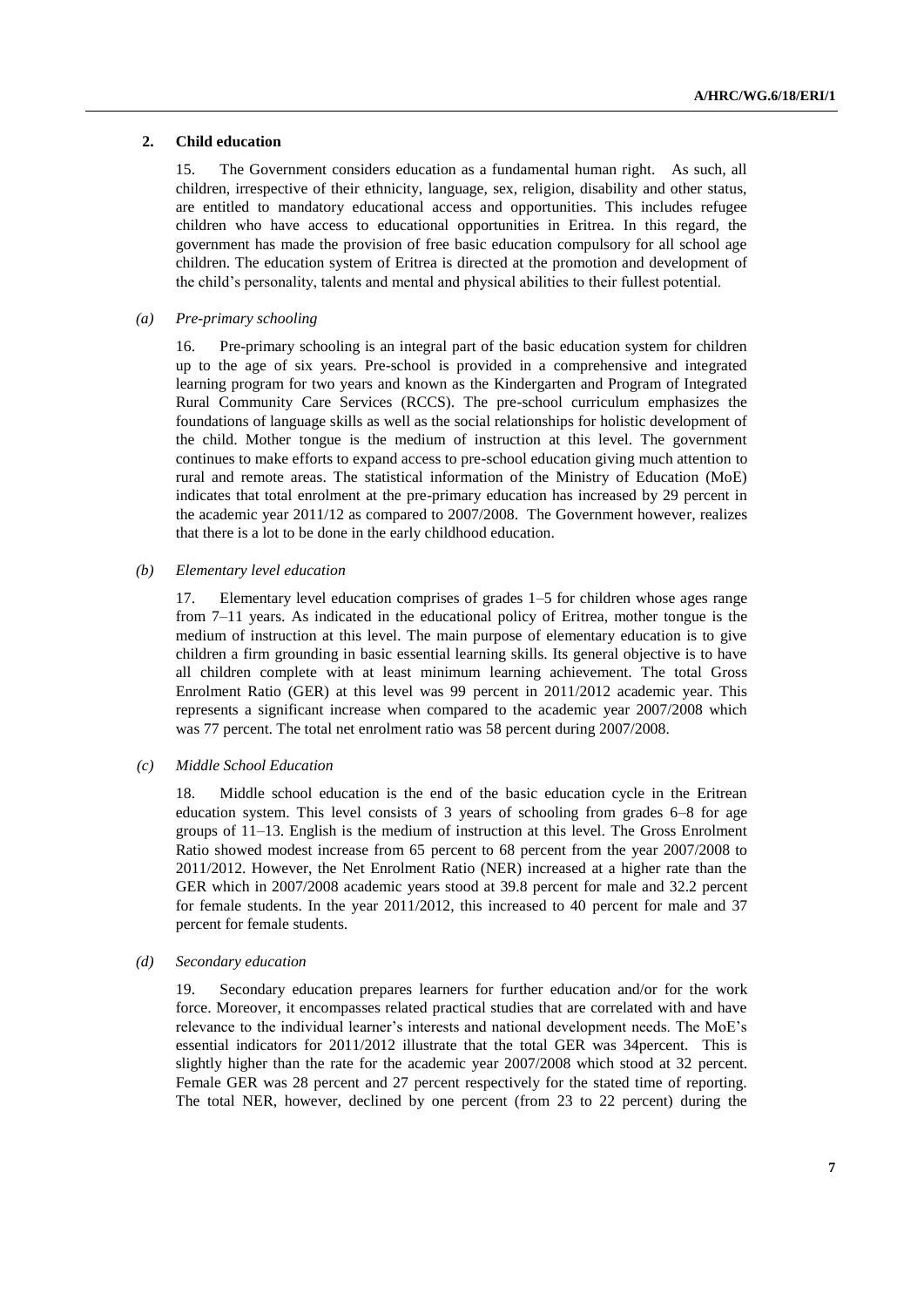## 2. Child education

15. The Government considers education as a fundamental human right. As such, all children, irrespective of their ethnicity, language, sex, religion, disability and other status, are entitled to mandatory educational access and opportunities. This includes refugee children who have access to educational opportunities in Eritrea. In this regard, the government has made the provision of free basic education compulsory for all school age children. The education system of Eritrea is directed at the promotion and development of the child's personality, talents and mental and physical abilities to their fullest potential.

### *(a) Pre-primary schooling*

16. Pre-primary schooling is an integral part of the basic education system for children up to the age of six years. Pre-school is provided in a comprehensive and integrated learning program for two years and known as the Kindergarten and Program of Integrated Rural Community Care Services (RCCS). The pre-school curriculum emphasizes the foundations of language skills as well as the social relationships for holistic development of the child. Mother tongue is the medium of instruction at this level. The government continues to make efforts to expand access to pre-school education giving much attention to rural and remote areas. The statistical information of the Ministry of Education (MoE) indicates that total enrolment at the pre-primary education has increased by 29 percent in the academic year 2011/12 as compared to 2007/2008. The Government however, realizes that there is a lot to be done in the early childhood education.

### *(b) Elementary level education*

17. Elementary level education comprises of grades 1–5 for children whose ages range from 7–11 years. As indicated in the educational policy of Eritrea, mother tongue is the medium of instruction at this level. The main purpose of elementary education is to give children a firm grounding in basic essential learning skills. Its general objective is to have all children complete with at least minimum learning achievement. The total Gross Enrolment Ratio (GER) at this level was 99 percent in 2011/2012 academic year. This represents a significant increase when compared to the academic year 2007/2008 which was 77 percent. The total net enrolment ratio was 58 percent during 2007/2008.

### *(c) Middle School Education*

18. Middle school education is the end of the basic education cycle in the Eritrean education system. This level consists of 3 years of schooling from grades 6–8 for age groups of 11–13. English is the medium of instruction at this level. The Gross Enrolment Ratio showed modest increase from 65 percent to 68 percent from the year 2007/2008 to 2011/2012. However, the Net Enrolment Ratio (NER) increased at a higher rate than the GER which in 2007/2008 academic years stood at 39.8 percent for male and 32.2 percent for female students. In the year 2011/2012, this increased to 40 percent for male and 37 percent for female students.

### *(d) Secondary education*

19. Secondary education prepares learners for further education and/or for the work force. Moreover, it encompasses related practical studies that are correlated with and have relevance to the individual learner's interests and national development needs. The MoE's essential indicators for 2011/2012 illustrate that the total GER was 34percent. This is slightly higher than the rate for the academic year 2007/2008 which stood at 32 percent. Female GER was 28 percent and 27 percent respectively for the stated time of reporting. The total NER, however, declined by one percent (from 23 to 22 percent) during the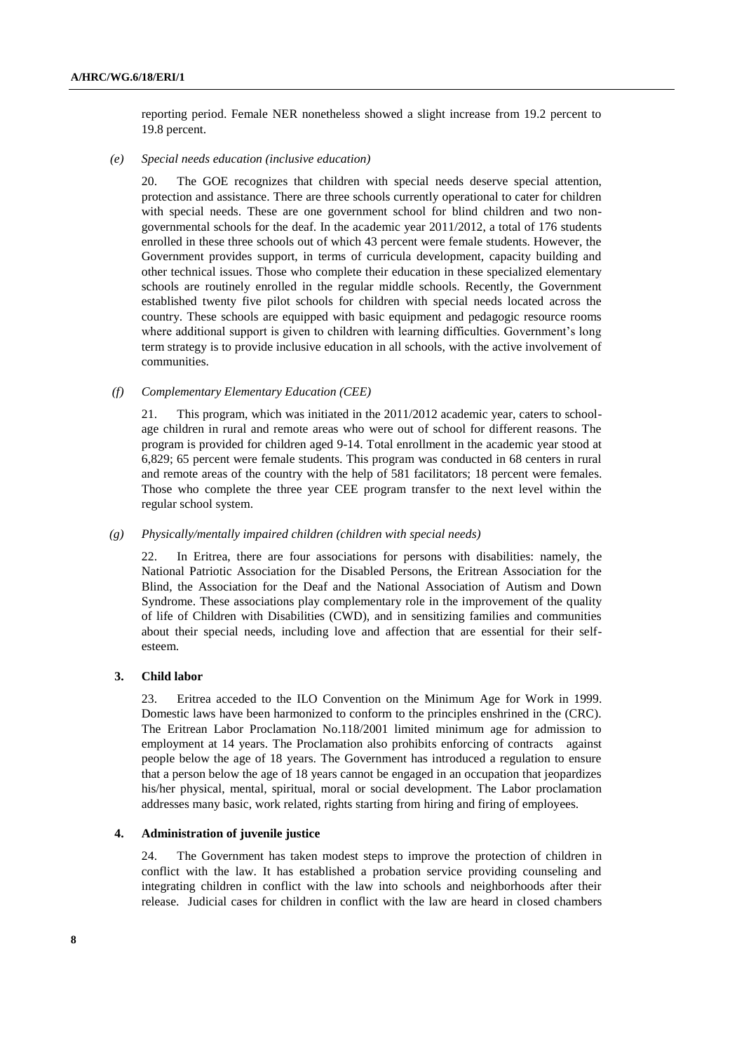reporting period. Female NER nonetheless showed a slight increase from 19.2 percent to 19.8 percent.

*(e) Special needs education (inclusive education)*

20. The GOE recognizes that children with special needs deserve special attention, protection and assistance. There are three schools currently operational to cater for children with special needs. These are one government school for blind children and two non-governmental schools for the deaf. In the academic year 2011/2012, a total of 176 students enrolled in these three schools out of which 43 percent were female students. However, the Government provides support, in terms of curricula development, capacity building and other technical issues. Those who complete their education in these specialized elementary schools are routinely enrolled in the regular middle schools. Recently, the Government established twenty five pilot schools for children with special needs located across the country. These schools are equipped with basic equipment and pedagogic resource rooms where additional support is given to children with learning difficulties. Government's long term strategy is to provide inclusive education in all schools, with the active involvement of communities.

*(f) Complementary Elementary Education (CEE)*

21. This program, which was initiated in the 2011/2012 academic year, caters to school-age children in rural and remote areas who were out of school for different reasons. The program is provided for children aged 9-14. Total enrollment in the academic year stood at 6,829; 65 percent were female students. This program was conducted in 68 centers in rural and remote areas of the country with the help of 581 facilitators; 18 percent were females. Those who complete the three year CEE program transfer to the next level within the regular school system.

*(g) Physically/mentally impaired children (children with special needs)*

22. In Eritrea, there are four associations for persons with disabilities: namely, the National Patriotic Association for the Disabled Persons, the Eritrean Association for the Blind, the Association for the Deaf and the National Association of Autism and Down Syndrome. These associations play complementary role in the improvement of the quality of life of Children with Disabilities (CWD), and in sensitizing families and communities about their special needs, including love and affection that are essential for their self-esteem.

### 3. Child labor

23. Eritrea acceded to the ILO Convention on the Minimum Age for Work in 1999. Domestic laws have been harmonized to conform to the principles enshrined in the (CRC). The Eritrean Labor Proclamation No.118/2001 limited minimum age for admission to employment at 14 years. The Proclamation also prohibits enforcing of contracts against people below the age of 18 years. The Government has introduced a regulation to ensure that a person below the age of 18 years cannot be engaged in an occupation that jeopardizes his/her physical, mental, spiritual, moral or social development. The Labor proclamation addresses many basic, work related, rights starting from hiring and firing of employees.

### 4. Administration of juvenile justice

24. The Government has taken modest steps to improve the protection of children in conflict with the law. It has established a probation service providing counseling and integrating children in conflict with the law into schools and neighborhoods after their release. Judicial cases for children in conflict with the law are heard in closed chambers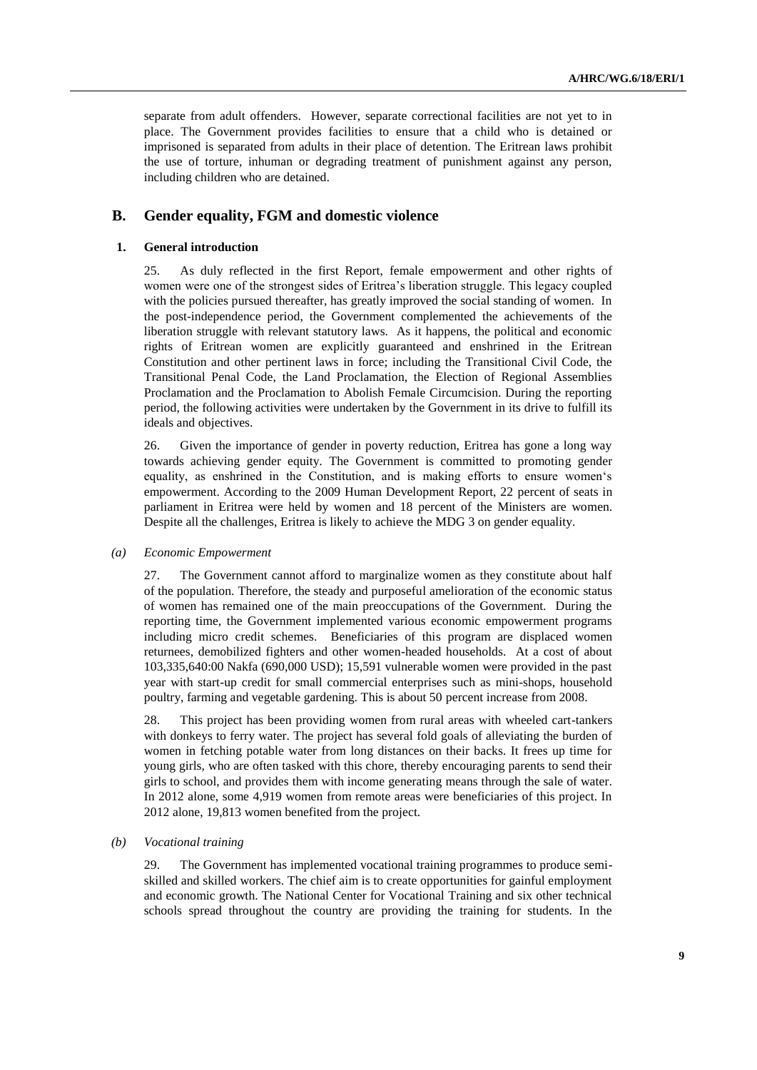separate from adult offenders. However, separate correctional facilities are not yet to in place. The Government provides facilities to ensure that a child who is detained or imprisoned is separated from adults in their place of detention. The Eritrean laws prohibit the use of torture, inhuman or degrading treatment of punishment against any person, including children who are detained.

## B. Gender equality, FGM and domestic violence

### 1. General introduction

25. As duly reflected in the first Report, female empowerment and other rights of women were one of the strongest sides of Eritrea's liberation struggle. This legacy coupled with the policies pursued thereafter, has greatly improved the social standing of women. In the post-independence period, the Government complemented the achievements of the liberation struggle with relevant statutory laws. As it happens, the political and economic rights of Eritrean women are explicitly guaranteed and enshrined in the Eritrean Constitution and other pertinent laws in force; including the Transitional Civil Code, the Transitional Penal Code, the Land Proclamation, the Election of Regional Assemblies Proclamation and the Proclamation to Abolish Female Circumcision. During the reporting period, the following activities were undertaken by the Government in its drive to fulfill its ideals and objectives.

26. Given the importance of gender in poverty reduction, Eritrea has gone a long way towards achieving gender equity. The Government is committed to promoting gender equality, as enshrined in the Constitution, and is making efforts to ensure women's empowerment. According to the 2009 Human Development Report, 22 percent of seats in parliament in Eritrea were held by women and 18 percent of the Ministers are women. Despite all the challenges, Eritrea is likely to achieve the MDG 3 on gender equality.

#### *(a) Economic Empowerment*

27. The Government cannot afford to marginalize women as they constitute about half of the population. Therefore, the steady and purposeful amelioration of the economic status of women has remained one of the main preoccupations of the Government. During the reporting time, the Government implemented various economic empowerment programs including micro credit schemes. Beneficiaries of this program are displaced women returnees, demobilized fighters and other women-headed households. At a cost of about 103,335,640:00 Nakfa (690,000 USD); 15,591 vulnerable women were provided in the past year with start-up credit for small commercial enterprises such as mini-shops, household poultry, farming and vegetable gardening. This is about 50 percent increase from 2008.

28. This project has been providing women from rural areas with wheeled cart-tankers with donkeys to ferry water. The project has several fold goals of alleviating the burden of women in fetching potable water from long distances on their backs. It frees up time for young girls, who are often tasked with this chore, thereby encouraging parents to send their girls to school, and provides them with income generating means through the sale of water. In 2012 alone, some 4,919 women from remote areas were beneficiaries of this project. In 2012 alone, 19,813 women benefited from the project.

#### *(b) Vocational training*

29. The Government has implemented vocational training programmes to produce semi-skilled and skilled workers. The chief aim is to create opportunities for gainful employment and economic growth. The National Center for Vocational Training and six other technical schools spread throughout the country are providing the training for students. In the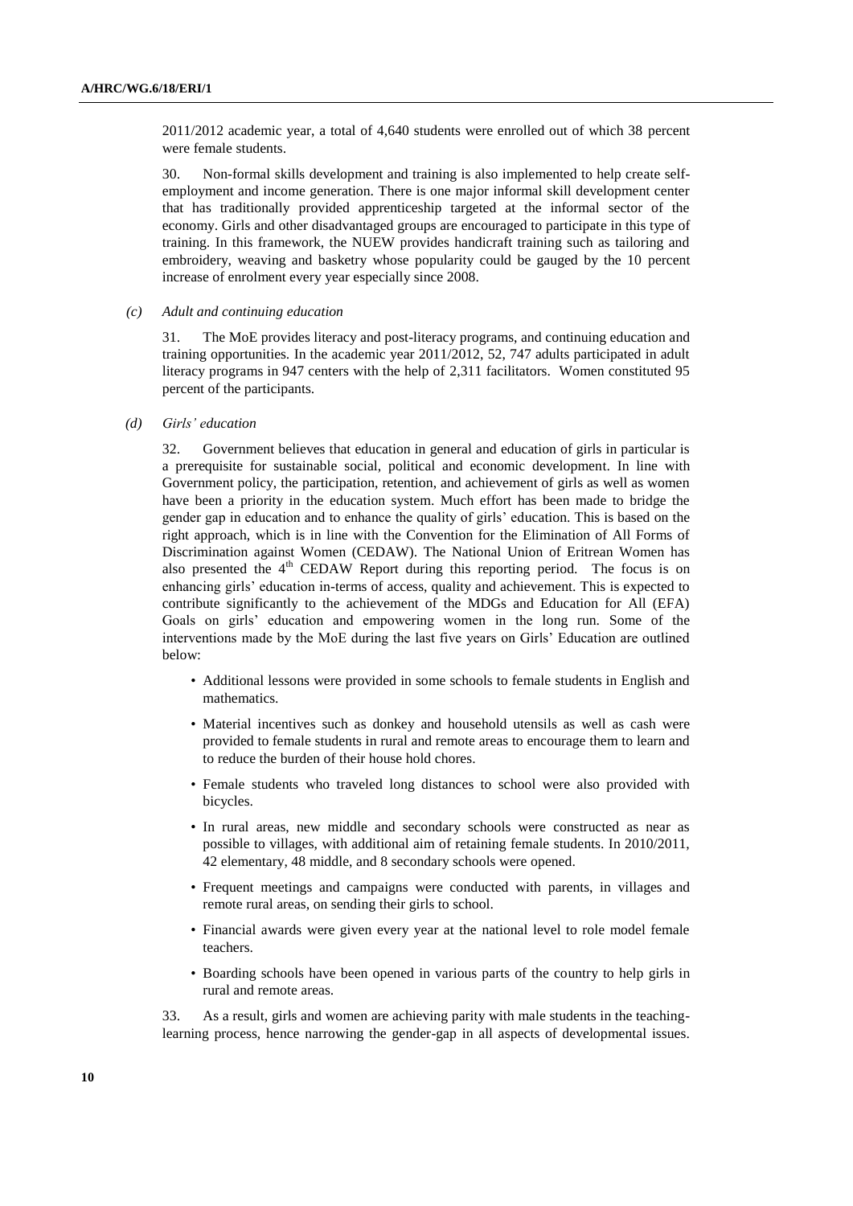2011/2012 academic year, a total of 4,640 students were enrolled out of which 38 percent were female students.

30. Non-formal skills development and training is also implemented to help create self-employment and income generation. There is one major informal skill development center that has traditionally provided apprenticeship targeted at the informal sector of the economy. Girls and other disadvantaged groups are encouraged to participate in this type of training. In this framework, the NUEW provides handicraft training such as tailoring and embroidery, weaving and basketry whose popularity could be gauged by the 10 percent increase of enrolment every year especially since 2008.

*(c) Adult and continuing education*

31. The MoE provides literacy and post-literacy programs, and continuing education and training opportunities. In the academic year 2011/2012, 52, 747 adults participated in adult literacy programs in 947 centers with the help of 2,311 facilitators. Women constituted 95 percent of the participants.

*(d) Girls' education*

32. Government believes that education in general and education of girls in particular is a prerequisite for sustainable social, political and economic development. In line with Government policy, the participation, retention, and achievement of girls as well as women have been a priority in the education system. Much effort has been made to bridge the gender gap in education and to enhance the quality of girls' education. This is based on the right approach, which is in line with the Convention for the Elimination of All Forms of Discrimination against Women (CEDAW). The National Union of Eritrean Women has also presented the 4th CEDAW Report during this reporting period. The focus is on enhancing girls' education in-terms of access, quality and achievement. This is expected to contribute significantly to the achievement of the MDGs and Education for All (EFA) Goals on girls' education and empowering women in the long run. Some of the interventions made by the MoE during the last five years on Girls' Education are outlined below:

- Additional lessons were provided in some schools to female students in English and mathematics.
- Material incentives such as donkey and household utensils as well as cash were provided to female students in rural and remote areas to encourage them to learn and to reduce the burden of their house hold chores.
- Female students who traveled long distances to school were also provided with bicycles.
- In rural areas, new middle and secondary schools were constructed as near as possible to villages, with additional aim of retaining female students. In 2010/2011, 42 elementary, 48 middle, and 8 secondary schools were opened.
- Frequent meetings and campaigns were conducted with parents, in villages and remote rural areas, on sending their girls to school.
- Financial awards were given every year at the national level to role model female teachers.
- Boarding schools have been opened in various parts of the country to help girls in rural and remote areas.

33. As a result, girls and women are achieving parity with male students in the teaching-learning process, hence narrowing the gender-gap in all aspects of developmental issues.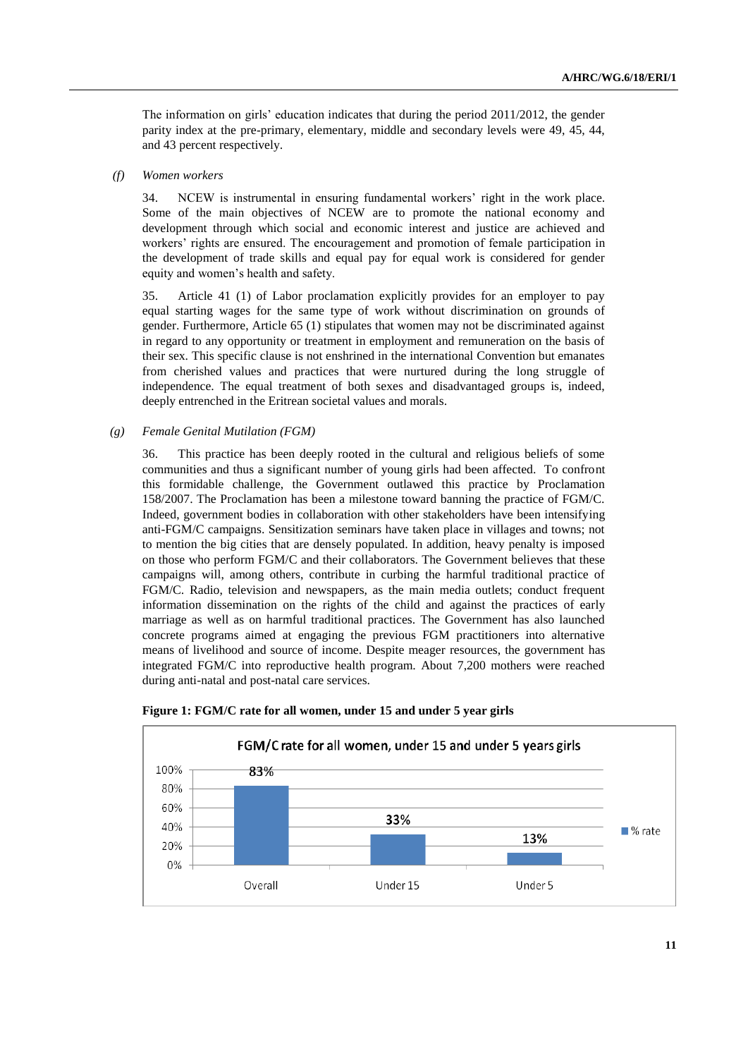The information on girls' education indicates that during the period 2011/2012, the gender parity index at the pre-primary, elementary, middle and secondary levels were 49, 45, 44, and 43 percent respectively.

*(f) Women workers*

34. NCEW is instrumental in ensuring fundamental workers' right in the work place. Some of the main objectives of NCEW are to promote the national economy and development through which social and economic interest and justice are achieved and workers' rights are ensured. The encouragement and promotion of female participation in the development of trade skills and equal pay for equal work is considered for gender equity and women's health and safety.

35. Article 41 (1) of Labor proclamation explicitly provides for an employer to pay equal starting wages for the same type of work without discrimination on grounds of gender. Furthermore, Article 65 (1) stipulates that women may not be discriminated against in regard to any opportunity or treatment in employment and remuneration on the basis of their sex. This specific clause is not enshrined in the international Convention but emanates from cherished values and practices that were nurtured during the long struggle of independence. The equal treatment of both sexes and disadvantaged groups is, indeed, deeply entrenched in the Eritrean societal values and morals.

*(g) Female Genital Mutilation (FGM)*

36. This practice has been deeply rooted in the cultural and religious beliefs of some communities and thus a significant number of young girls had been affected. To confront this formidable challenge, the Government outlawed this practice by Proclamation 158/2007. The Proclamation has been a milestone toward banning the practice of FGM/C. Indeed, government bodies in collaboration with other stakeholders have been intensifying anti-FGM/C campaigns. Sensitization seminars have taken place in villages and towns; not to mention the big cities that are densely populated. In addition, heavy penalty is imposed on those who perform FGM/C and their collaborators. The Government believes that these campaigns will, among others, contribute in curbing the harmful traditional practice of FGM/C. Radio, television and newspapers, as the main media outlets; conduct frequent information dissemination on the rights of the child and against the practices of early marriage as well as on harmful traditional practices. The Government has also launched concrete programs aimed at engaging the previous FGM practitioners into alternative means of livelihood and source of income. Despite meager resources, the government has integrated FGM/C into reproductive health program. About 7,200 mothers were reached during anti-natal and post-natal care services.

**Figure 1: FGM/C rate for all women, under 15 and under 5 year girls**

FGM/C rate for all women, under 15 and under 5 years girls

| | % rate |
|---|---|
| Overall | 83% |
| Under 15 | 33% |
| Under 5 | 13% |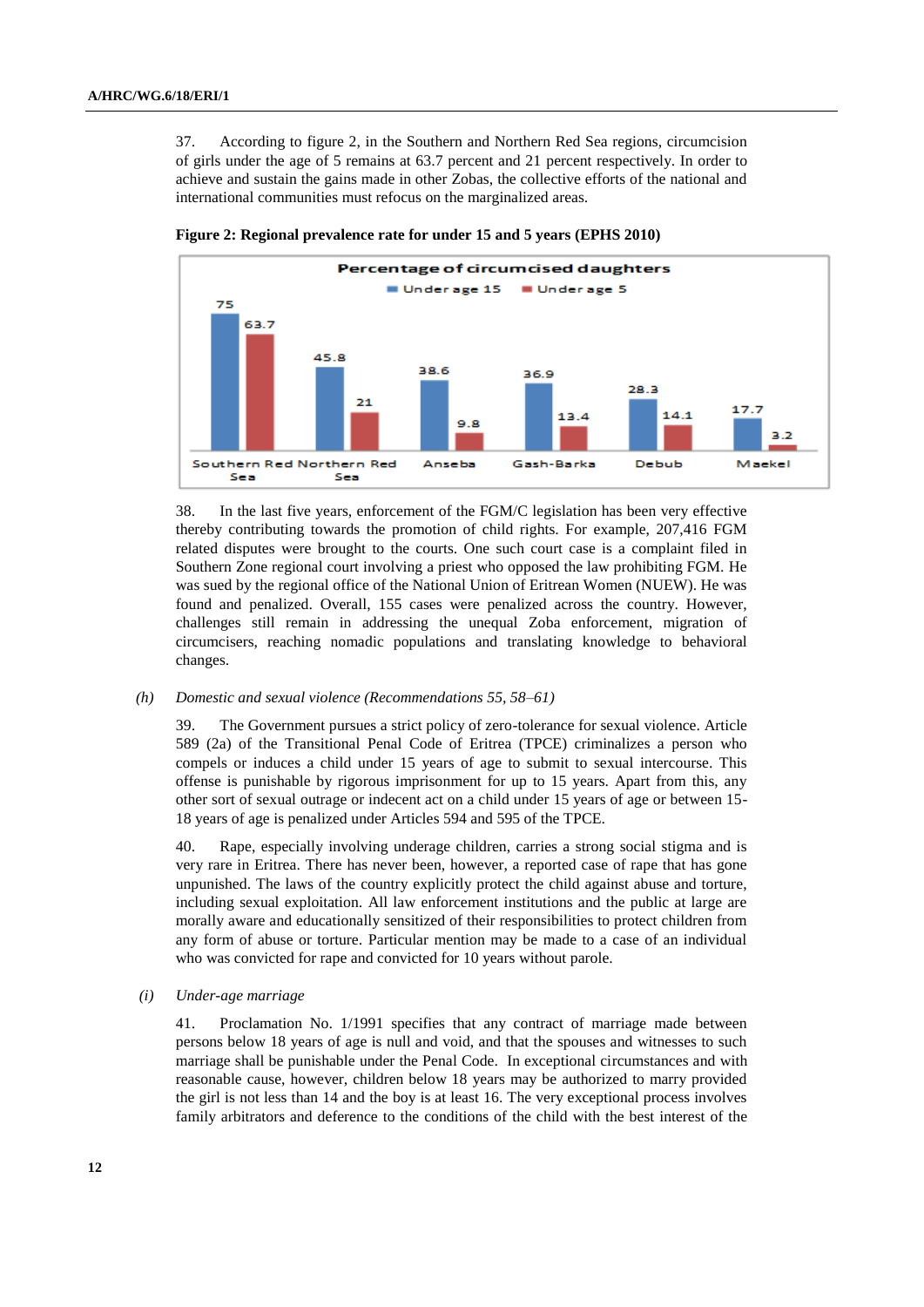37. According to figure 2, in the Southern and Northern Red Sea regions, circumcision of girls under the age of 5 remains at 63.7 percent and 21 percent respectively. In order to achieve and sustain the gains made in other Zobas, the collective efforts of the national and international communities must refocus on the marginalized areas.

**Figure 2: Regional prevalence rate for under 15 and 5 years (EPHS 2010)**

Percentage of circumcised daughters

| Region | Under age 15 | Under age 5 |
|---|---|---|
| Southern Red Sea | 75 | 63.7 |
| Northern Red Sea | 45.8 | 21 |
| Anseba | 38.6 | 9.8 |
| Gash-Barka | 36.9 | 13.4 |
| Debub | 28.3 | 14.1 |
| Maekel | 17.7 | 3.2 |

38. In the last five years, enforcement of the FGM/C legislation has been very effective thereby contributing towards the promotion of child rights. For example, 207,416 FGM related disputes were brought to the courts. One such court case is a complaint filed in Southern Zone regional court involving a priest who opposed the law prohibiting FGM. He was sued by the regional office of the National Union of Eritrean Women (NUEW). He was found and penalized. Overall, 155 cases were penalized across the country. However, challenges still remain in addressing the unequal Zoba enforcement, migration of circumcisers, reaching nomadic populations and translating knowledge to behavioral changes.

*(h) Domestic and sexual violence (Recommendations 55, 58–61)*

39. The Government pursues a strict policy of zero-tolerance for sexual violence. Article 589 (2a) of the Transitional Penal Code of Eritrea (TPCE) criminalizes a person who compels or induces a child under 15 years of age to submit to sexual intercourse. This offense is punishable by rigorous imprisonment for up to 15 years. Apart from this, any other sort of sexual outrage or indecent act on a child under 15 years of age or between 15-18 years of age is penalized under Articles 594 and 595 of the TPCE.

40. Rape, especially involving underage children, carries a strong social stigma and is very rare in Eritrea. There has never been, however, a reported case of rape that has gone unpunished. The laws of the country explicitly protect the child against abuse and torture, including sexual exploitation. All law enforcement institutions and the public at large are morally aware and educationally sensitized of their responsibilities to protect children from any form of abuse or torture. Particular mention may be made to a case of an individual who was convicted for rape and convicted for 10 years without parole.

*(i) Under-age marriage*

41. Proclamation No. 1/1991 specifies that any contract of marriage made between persons below 18 years of age is null and void, and that the spouses and witnesses to such marriage shall be punishable under the Penal Code. In exceptional circumstances and with reasonable cause, however, children below 18 years may be authorized to marry provided the girl is not less than 14 and the boy is at least 16. The very exceptional process involves family arbitrators and deference to the conditions of the child with the best interest of the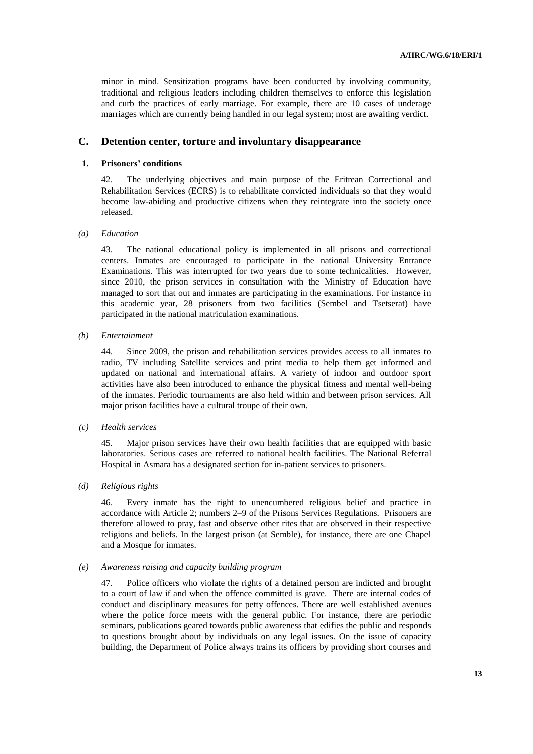minor in mind. Sensitization programs have been conducted by involving community, traditional and religious leaders including children themselves to enforce this legislation and curb the practices of early marriage. For example, there are 10 cases of underage marriages which are currently being handled in our legal system; most are awaiting verdict.

## C. Detention center, torture and involuntary disappearance

### 1. Prisoners' conditions

42. The underlying objectives and main purpose of the Eritrean Correctional and Rehabilitation Services (ECRS) is to rehabilitate convicted individuals so that they would become law-abiding and productive citizens when they reintegrate into the society once released.

*(a) Education*

43. The national educational policy is implemented in all prisons and correctional centers. Inmates are encouraged to participate in the national University Entrance Examinations. This was interrupted for two years due to some technicalities. However, since 2010, the prison services in consultation with the Ministry of Education have managed to sort that out and inmates are participating in the examinations. For instance in this academic year, 28 prisoners from two facilities (Sembel and Tsetserat) have participated in the national matriculation examinations.

*(b) Entertainment*

44. Since 2009, the prison and rehabilitation services provides access to all inmates to radio, TV including Satellite services and print media to help them get informed and updated on national and international affairs. A variety of indoor and outdoor sport activities have also been introduced to enhance the physical fitness and mental well-being of the inmates. Periodic tournaments are also held within and between prison services. All major prison facilities have a cultural troupe of their own.

*(c) Health services*

45. Major prison services have their own health facilities that are equipped with basic laboratories. Serious cases are referred to national health facilities. The National Referral Hospital in Asmara has a designated section for in-patient services to prisoners.

*(d) Religious rights*

46. Every inmate has the right to unencumbered religious belief and practice in accordance with Article 2; numbers 2–9 of the Prisons Services Regulations. Prisoners are therefore allowed to pray, fast and observe other rites that are observed in their respective religions and beliefs. In the largest prison (at Semble), for instance, there are one Chapel and a Mosque for inmates.

*(e) Awareness raising and capacity building program*

47. Police officers who violate the rights of a detained person are indicted and brought to a court of law if and when the offence committed is grave. There are internal codes of conduct and disciplinary measures for petty offences. There are well established avenues where the police force meets with the general public. For instance, there are periodic seminars, publications geared towards public awareness that edifies the public and responds to questions brought about by individuals on any legal issues. On the issue of capacity building, the Department of Police always trains its officers by providing short courses and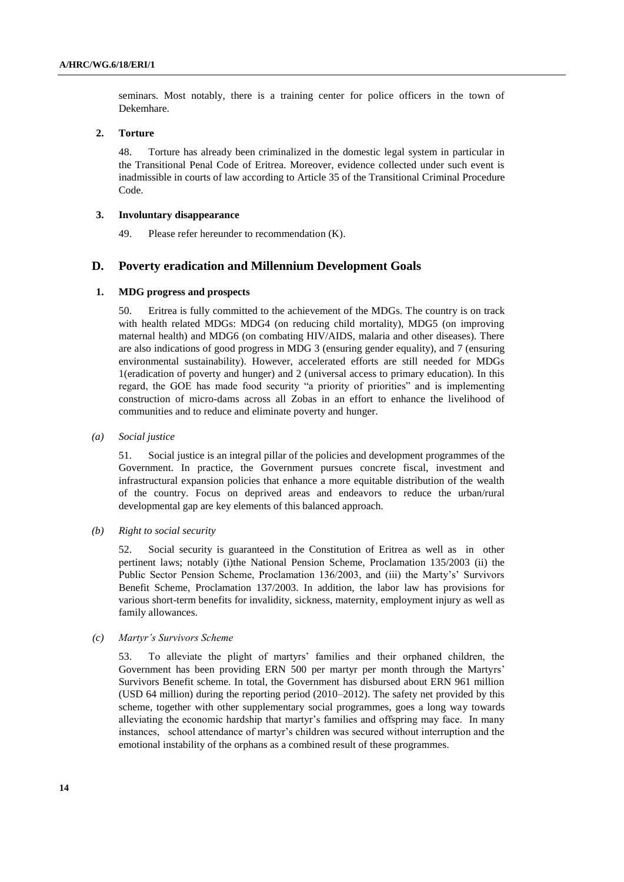seminars. Most notably, there is a training center for police officers in the town of Dekemhare.

### 2. Torture

48. Torture has already been criminalized in the domestic legal system in particular in the Transitional Penal Code of Eritrea. Moreover, evidence collected under such event is inadmissible in courts of law according to Article 35 of the Transitional Criminal Procedure Code.

### 3. Involuntary disappearance

49. Please refer hereunder to recommendation (K).

## D. Poverty eradication and Millennium Development Goals

### 1. MDG progress and prospects

50. Eritrea is fully committed to the achievement of the MDGs. The country is on track with health related MDGs: MDG4 (on reducing child mortality), MDG5 (on improving maternal health) and MDG6 (on combating HIV/AIDS, malaria and other diseases). There are also indications of good progress in MDG 3 (ensuring gender equality), and 7 (ensuring environmental sustainability). However, accelerated efforts are still needed for MDGs 1(eradication of poverty and hunger) and 2 (universal access to primary education). In this regard, the GOE has made food security "a priority of priorities" and is implementing construction of micro-dams across all Zobas in an effort to enhance the livelihood of communities and to reduce and eliminate poverty and hunger.

*(a) Social justice*

51. Social justice is an integral pillar of the policies and development programmes of the Government. In practice, the Government pursues concrete fiscal, investment and infrastructural expansion policies that enhance a more equitable distribution of the wealth of the country. Focus on deprived areas and endeavors to reduce the urban/rural developmental gap are key elements of this balanced approach.

*(b) Right to social security*

52. Social security is guaranteed in the Constitution of Eritrea as well as in other pertinent laws; notably (i)the National Pension Scheme, Proclamation 135/2003 (ii) the Public Sector Pension Scheme, Proclamation 136/2003, and (iii) the Marty's' Survivors Benefit Scheme, Proclamation 137/2003. In addition, the labor law has provisions for various short-term benefits for invalidity, sickness, maternity, employment injury as well as family allowances.

*(c) Martyr's Survivors Scheme*

53. To alleviate the plight of martyrs' families and their orphaned children, the Government has been providing ERN 500 per martyr per month through the Martyrs' Survivors Benefit scheme. In total, the Government has disbursed about ERN 961 million (USD 64 million) during the reporting period (2010–2012). The safety net provided by this scheme, together with other supplementary social programmes, goes a long way towards alleviating the economic hardship that martyr's families and offspring may face. In many instances, school attendance of martyr's children was secured without interruption and the emotional instability of the orphans as a combined result of these programmes.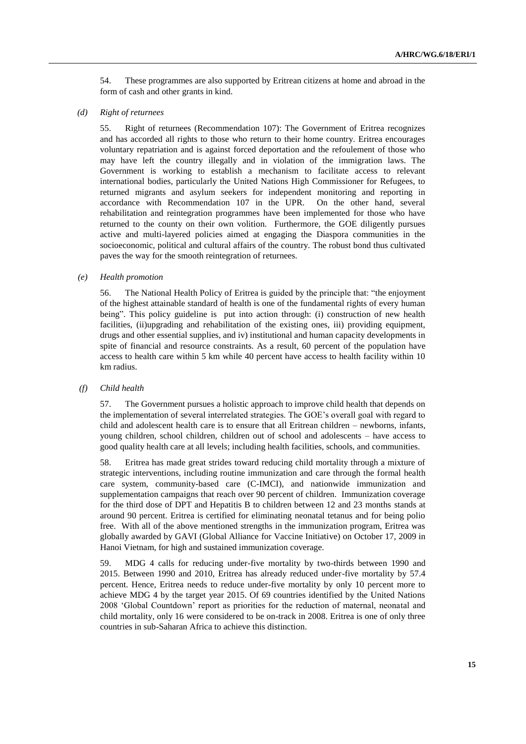54. These programmes are also supported by Eritrean citizens at home and abroad in the form of cash and other grants in kind.

*(d) Right of returnees*

55. Right of returnees (Recommendation 107): The Government of Eritrea recognizes and has accorded all rights to those who return to their home country. Eritrea encourages voluntary repatriation and is against forced deportation and the refoulement of those who may have left the country illegally and in violation of the immigration laws. The Government is working to establish a mechanism to facilitate access to relevant international bodies, particularly the United Nations High Commissioner for Refugees, to returned migrants and asylum seekers for independent monitoring and reporting in accordance with Recommendation 107 in the UPR. On the other hand, several rehabilitation and reintegration programmes have been implemented for those who have returned to the county on their own volition. Furthermore, the GOE diligently pursues active and multi-layered policies aimed at engaging the Diaspora communities in the socioeconomic, political and cultural affairs of the country. The robust bond thus cultivated paves the way for the smooth reintegration of returnees.

*(e) Health promotion*

56. The National Health Policy of Eritrea is guided by the principle that: "the enjoyment of the highest attainable standard of health is one of the fundamental rights of every human being". This policy guideline is put into action through: (i) construction of new health facilities, (ii)upgrading and rehabilitation of the existing ones, iii) providing equipment, drugs and other essential supplies, and iv) institutional and human capacity developments in spite of financial and resource constraints. As a result, 60 percent of the population have access to health care within 5 km while 40 percent have access to health facility within 10 km radius.

*(f) Child health*

57. The Government pursues a holistic approach to improve child health that depends on the implementation of several interrelated strategies. The GOE's overall goal with regard to child and adolescent health care is to ensure that all Eritrean children – newborns, infants, young children, school children, children out of school and adolescents – have access to good quality health care at all levels; including health facilities, schools, and communities.

58. Eritrea has made great strides toward reducing child mortality through a mixture of strategic interventions, including routine immunization and care through the formal health care system, community-based care (C-IMCI), and nationwide immunization and supplementation campaigns that reach over 90 percent of children. Immunization coverage for the third dose of DPT and Hepatitis B to children between 12 and 23 months stands at around 90 percent. Eritrea is certified for eliminating neonatal tetanus and for being polio free. With all of the above mentioned strengths in the immunization program, Eritrea was globally awarded by GAVI (Global Alliance for Vaccine Initiative) on October 17, 2009 in Hanoi Vietnam, for high and sustained immunization coverage.

59. MDG 4 calls for reducing under-five mortality by two-thirds between 1990 and 2015. Between 1990 and 2010, Eritrea has already reduced under-five mortality by 57.4 percent. Hence, Eritrea needs to reduce under-five mortality by only 10 percent more to achieve MDG 4 by the target year 2015. Of 69 countries identified by the United Nations 2008 'Global Countdown' report as priorities for the reduction of maternal, neonatal and child mortality, only 16 were considered to be on-track in 2008. Eritrea is one of only three countries in sub-Saharan Africa to achieve this distinction.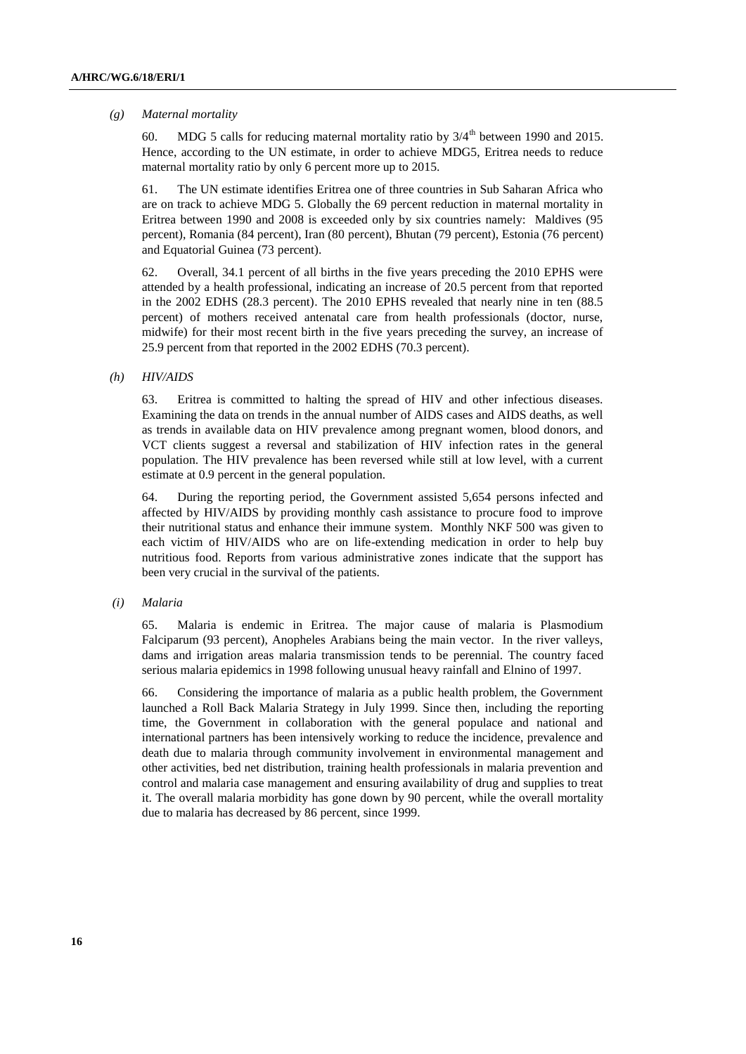*(g) Maternal mortality*

60. MDG 5 calls for reducing maternal mortality ratio by $3/4^{th}$ between 1990 and 2015. Hence, according to the UN estimate, in order to achieve MDG5, Eritrea needs to reduce maternal mortality ratio by only 6 percent more up to 2015.

61. The UN estimate identifies Eritrea one of three countries in Sub Saharan Africa who are on track to achieve MDG 5. Globally the 69 percent reduction in maternal mortality in Eritrea between 1990 and 2008 is exceeded only by six countries namely: Maldives (95 percent), Romania (84 percent), Iran (80 percent), Bhutan (79 percent), Estonia (76 percent) and Equatorial Guinea (73 percent).

62. Overall, 34.1 percent of all births in the five years preceding the 2010 EPHS were attended by a health professional, indicating an increase of 20.5 percent from that reported in the 2002 EDHS (28.3 percent). The 2010 EPHS revealed that nearly nine in ten (88.5 percent) of mothers received antenatal care from health professionals (doctor, nurse, midwife) for their most recent birth in the five years preceding the survey, an increase of 25.9 percent from that reported in the 2002 EDHS (70.3 percent).

*(h) HIV/AIDS*

63. Eritrea is committed to halting the spread of HIV and other infectious diseases. Examining the data on trends in the annual number of AIDS cases and AIDS deaths, as well as trends in available data on HIV prevalence among pregnant women, blood donors, and VCT clients suggest a reversal and stabilization of HIV infection rates in the general population. The HIV prevalence has been reversed while still at low level, with a current estimate at 0.9 percent in the general population.

64. During the reporting period, the Government assisted 5,654 persons infected and affected by HIV/AIDS by providing monthly cash assistance to procure food to improve their nutritional status and enhance their immune system. Monthly NKF 500 was given to each victim of HIV/AIDS who are on life-extending medication in order to help buy nutritious food. Reports from various administrative zones indicate that the support has been very crucial in the survival of the patients.

*(i) Malaria*

65. Malaria is endemic in Eritrea. The major cause of malaria is Plasmodium Falciparum (93 percent), Anopheles Arabians being the main vector. In the river valleys, dams and irrigation areas malaria transmission tends to be perennial. The country faced serious malaria epidemics in 1998 following unusual heavy rainfall and Elnino of 1997.

66. Considering the importance of malaria as a public health problem, the Government launched a Roll Back Malaria Strategy in July 1999. Since then, including the reporting time, the Government in collaboration with the general populace and national and international partners has been intensively working to reduce the incidence, prevalence and death due to malaria through community involvement in environmental management and other activities, bed net distribution, training health professionals in malaria prevention and control and malaria case management and ensuring availability of drug and supplies to treat it. The overall malaria morbidity has gone down by 90 percent, while the overall mortality due to malaria has decreased by 86 percent, since 1999.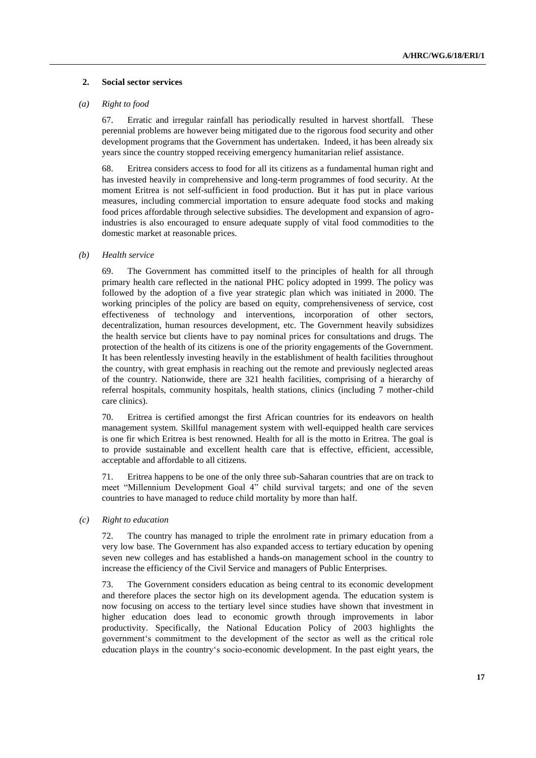### 2. Social sector services

#### *(a) Right to food*

67. Erratic and irregular rainfall has periodically resulted in harvest shortfall. These perennial problems are however being mitigated due to the rigorous food security and other development programs that the Government has undertaken. Indeed, it has been already six years since the country stopped receiving emergency humanitarian relief assistance.

68. Eritrea considers access to food for all its citizens as a fundamental human right and has invested heavily in comprehensive and long-term programmes of food security. At the moment Eritrea is not self-sufficient in food production. But it has put in place various measures, including commercial importation to ensure adequate food stocks and making food prices affordable through selective subsidies. The development and expansion of agro-industries is also encouraged to ensure adequate supply of vital food commodities to the domestic market at reasonable prices.

#### *(b) Health service*

69. The Government has committed itself to the principles of health for all through primary health care reflected in the national PHC policy adopted in 1999. The policy was followed by the adoption of a five year strategic plan which was initiated in 2000. The working principles of the policy are based on equity, comprehensiveness of service, cost effectiveness of technology and interventions, incorporation of other sectors, decentralization, human resources development, etc. The Government heavily subsidizes the health service but clients have to pay nominal prices for consultations and drugs. The protection of the health of its citizens is one of the priority engagements of the Government. It has been relentlessly investing heavily in the establishment of health facilities throughout the country, with great emphasis in reaching out the remote and previously neglected areas of the country. Nationwide, there are 321 health facilities, comprising of a hierarchy of referral hospitals, community hospitals, health stations, clinics (including 7 mother-child care clinics).

70. Eritrea is certified amongst the first African countries for its endeavors on health management system. Skillful management system with well-equipped health care services is one fir which Eritrea is best renowned. Health for all is the motto in Eritrea. The goal is to provide sustainable and excellent health care that is effective, efficient, accessible, acceptable and affordable to all citizens.

71. Eritrea happens to be one of the only three sub-Saharan countries that are on track to meet "Millennium Development Goal 4" child survival targets; and one of the seven countries to have managed to reduce child mortality by more than half.

#### *(c) Right to education*

72. The country has managed to triple the enrolment rate in primary education from a very low base. The Government has also expanded access to tertiary education by opening seven new colleges and has established a hands-on management school in the country to increase the efficiency of the Civil Service and managers of Public Enterprises.

73. The Government considers education as being central to its economic development and therefore places the sector high on its development agenda. The education system is now focusing on access to the tertiary level since studies have shown that investment in higher education does lead to economic growth through improvements in labor productivity. Specifically, the National Education Policy of 2003 highlights the government's commitment to the development of the sector as well as the critical role education plays in the country's socio-economic development. In the past eight years, the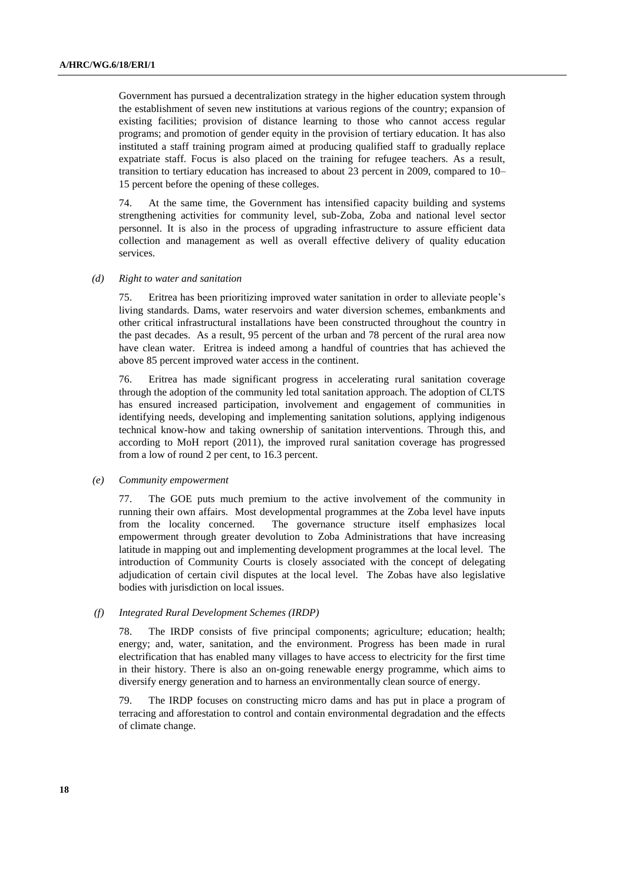Government has pursued a decentralization strategy in the higher education system through the establishment of seven new institutions at various regions of the country; expansion of existing facilities; provision of distance learning to those who cannot access regular programs; and promotion of gender equity in the provision of tertiary education. It has also instituted a staff training program aimed at producing qualified staff to gradually replace expatriate staff. Focus is also placed on the training for refugee teachers. As a result, transition to tertiary education has increased to about 23 percent in 2009, compared to 10–15 percent before the opening of these colleges.

74. At the same time, the Government has intensified capacity building and systems strengthening activities for community level, sub-Zoba, Zoba and national level sector personnel. It is also in the process of upgrading infrastructure to assure efficient data collection and management as well as overall effective delivery of quality education services.

*(d) Right to water and sanitation*

75. Eritrea has been prioritizing improved water sanitation in order to alleviate people's living standards. Dams, water reservoirs and water diversion schemes, embankments and other critical infrastructural installations have been constructed throughout the country in the past decades. As a result, 95 percent of the urban and 78 percent of the rural area now have clean water. Eritrea is indeed among a handful of countries that has achieved the above 85 percent improved water access in the continent.

76. Eritrea has made significant progress in accelerating rural sanitation coverage through the adoption of the community led total sanitation approach. The adoption of CLTS has ensured increased participation, involvement and engagement of communities in identifying needs, developing and implementing sanitation solutions, applying indigenous technical know-how and taking ownership of sanitation interventions. Through this, and according to MoH report (2011), the improved rural sanitation coverage has progressed from a low of round 2 per cent, to 16.3 percent.

*(e) Community empowerment*

77. The GOE puts much premium to the active involvement of the community in running their own affairs. Most developmental programmes at the Zoba level have inputs from the locality concerned. The governance structure itself emphasizes local empowerment through greater devolution to Zoba Administrations that have increasing latitude in mapping out and implementing development programmes at the local level. The introduction of Community Courts is closely associated with the concept of delegating adjudication of certain civil disputes at the local level. The Zobas have also legislative bodies with jurisdiction on local issues.

*(f) Integrated Rural Development Schemes (IRDP)*

78. The IRDP consists of five principal components; agriculture; education; health; energy; and, water, sanitation, and the environment. Progress has been made in rural electrification that has enabled many villages to have access to electricity for the first time in their history. There is also an on-going renewable energy programme, which aims to diversify energy generation and to harness an environmentally clean source of energy.

79. The IRDP focuses on constructing micro dams and has put in place a program of terracing and afforestation to control and contain environmental degradation and the effects of climate change.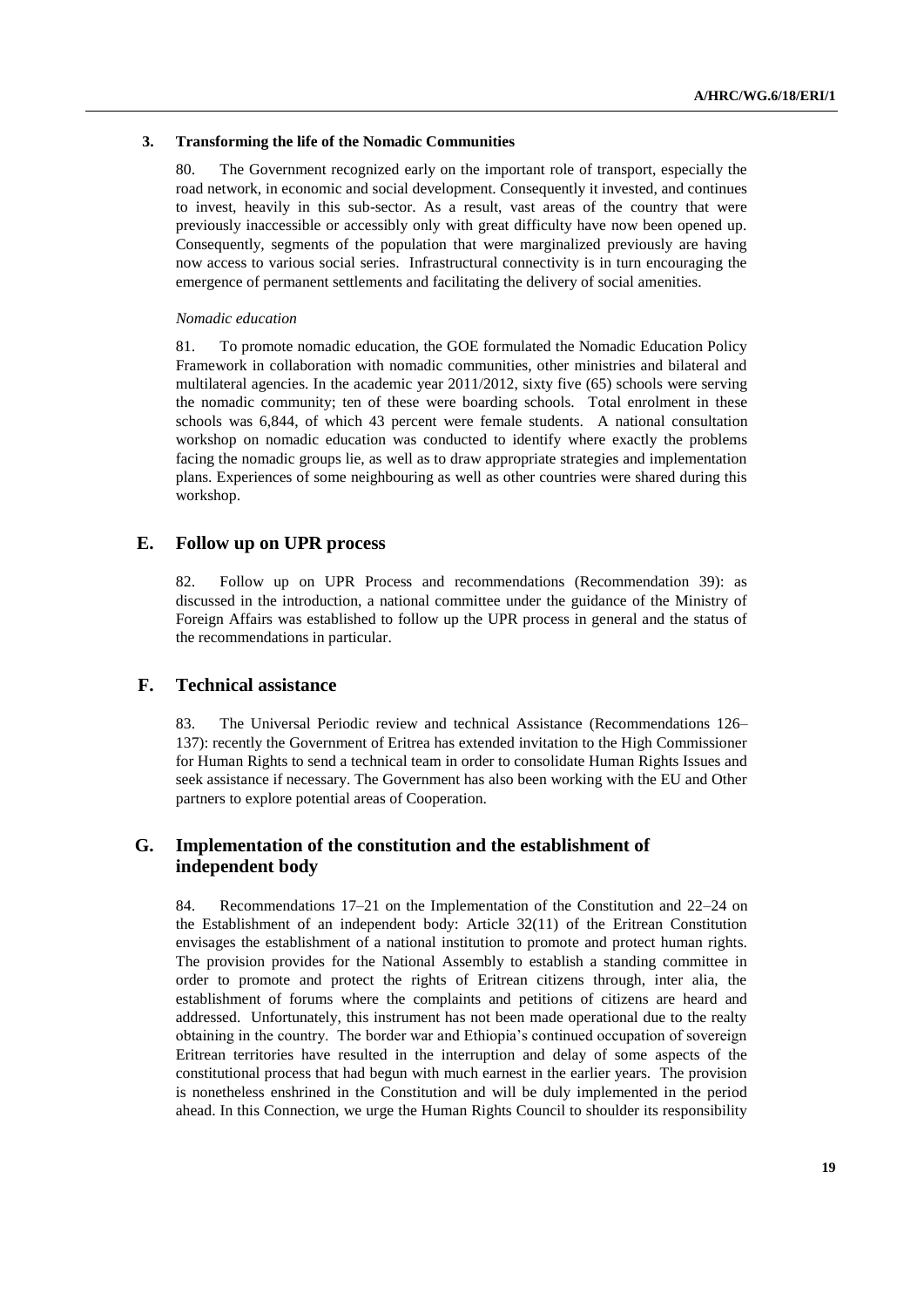### 3. Transforming the life of the Nomadic Communities

80. The Government recognized early on the important role of transport, especially the road network, in economic and social development. Consequently it invested, and continues to invest, heavily in this sub-sector. As a result, vast areas of the country that were previously inaccessible or accessibly only with great difficulty have now been opened up. Consequently, segments of the population that were marginalized previously are having now access to various social series. Infrastructural connectivity is in turn encouraging the emergence of permanent settlements and facilitating the delivery of social amenities.

*Nomadic education*

81. To promote nomadic education, the GOE formulated the Nomadic Education Policy Framework in collaboration with nomadic communities, other ministries and bilateral and multilateral agencies. In the academic year 2011/2012, sixty five (65) schools were serving the nomadic community; ten of these were boarding schools. Total enrolment in these schools was 6,844, of which 43 percent were female students. A national consultation workshop on nomadic education was conducted to identify where exactly the problems facing the nomadic groups lie, as well as to draw appropriate strategies and implementation plans. Experiences of some neighbouring as well as other countries were shared during this workshop.

## E. Follow up on UPR process

82. Follow up on UPR Process and recommendations (Recommendation 39): as discussed in the introduction, a national committee under the guidance of the Ministry of Foreign Affairs was established to follow up the UPR process in general and the status of the recommendations in particular.

## F. Technical assistance

83. The Universal Periodic review and technical Assistance (Recommendations 126–137): recently the Government of Eritrea has extended invitation to the High Commissioner for Human Rights to send a technical team in order to consolidate Human Rights Issues and seek assistance if necessary. The Government has also been working with the EU and Other partners to explore potential areas of Cooperation.

## G. Implementation of the constitution and the establishment of independent body

84. Recommendations 17–21 on the Implementation of the Constitution and 22–24 on the Establishment of an independent body: Article 32(11) of the Eritrean Constitution envisages the establishment of a national institution to promote and protect human rights. The provision provides for the National Assembly to establish a standing committee in order to promote and protect the rights of Eritrean citizens through, inter alia, the establishment of forums where the complaints and petitions of citizens are heard and addressed. Unfortunately, this instrument has not been made operational due to the realty obtaining in the country. The border war and Ethiopia's continued occupation of sovereign Eritrean territories have resulted in the interruption and delay of some aspects of the constitutional process that had begun with much earnest in the earlier years. The provision is nonetheless enshrined in the Constitution and will be duly implemented in the period ahead. In this Connection, we urge the Human Rights Council to shoulder its responsibility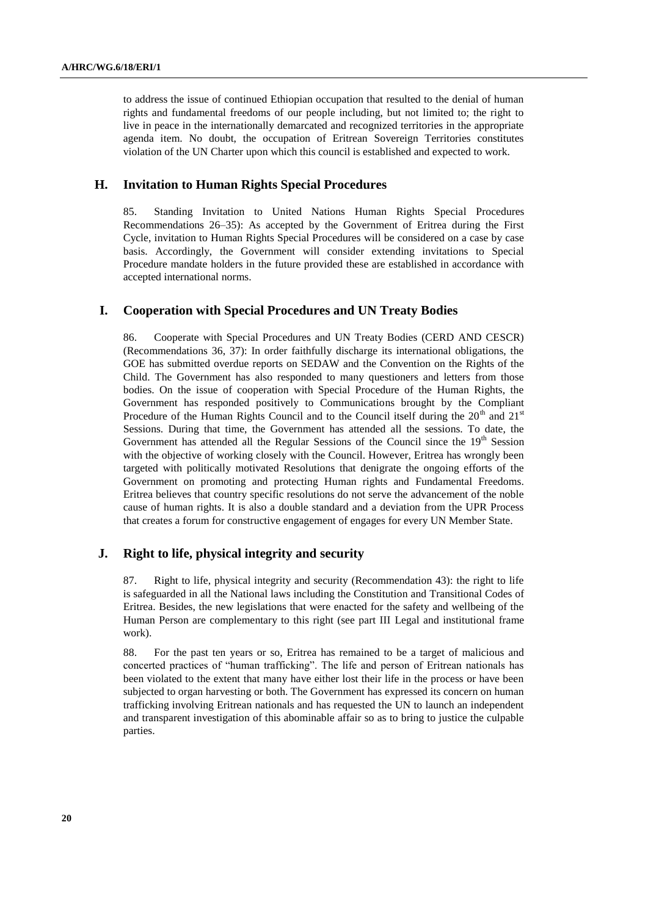to address the issue of continued Ethiopian occupation that resulted to the denial of human rights and fundamental freedoms of our people including, but not limited to; the right to live in peace in the internationally demarcated and recognized territories in the appropriate agenda item. No doubt, the occupation of Eritrean Sovereign Territories constitutes violation of the UN Charter upon which this council is established and expected to work.

## H. Invitation to Human Rights Special Procedures

85. Standing Invitation to United Nations Human Rights Special Procedures Recommendations 26–35): As accepted by the Government of Eritrea during the First Cycle, invitation to Human Rights Special Procedures will be considered on a case by case basis. Accordingly, the Government will consider extending invitations to Special Procedure mandate holders in the future provided these are established in accordance with accepted international norms.

## I. Cooperation with Special Procedures and UN Treaty Bodies

86. Cooperate with Special Procedures and UN Treaty Bodies (CERD AND CESCR) (Recommendations 36, 37): In order faithfully discharge its international obligations, the GOE has submitted overdue reports on SEDAW and the Convention on the Rights of the Child. The Government has also responded to many questioners and letters from those bodies. On the issue of cooperation with Special Procedure of the Human Rights, the Government has responded positively to Communications brought by the Compliant Procedure of the Human Rights Council and to the Council itself during the 20th and 21st Sessions. During that time, the Government has attended all the sessions. To date, the Government has attended all the Regular Sessions of the Council since the 19th Session with the objective of working closely with the Council. However, Eritrea has wrongly been targeted with politically motivated Resolutions that denigrate the ongoing efforts of the Government on promoting and protecting Human rights and Fundamental Freedoms. Eritrea believes that country specific resolutions do not serve the advancement of the noble cause of human rights. It is also a double standard and a deviation from the UPR Process that creates a forum for constructive engagement of engages for every UN Member State.

## J. Right to life, physical integrity and security

87. Right to life, physical integrity and security (Recommendation 43): the right to life is safeguarded in all the National laws including the Constitution and Transitional Codes of Eritrea. Besides, the new legislations that were enacted for the safety and wellbeing of the Human Person are complementary to this right (see part III Legal and institutional frame work).

88. For the past ten years or so, Eritrea has remained to be a target of malicious and concerted practices of "human trafficking". The life and person of Eritrean nationals has been violated to the extent that many have either lost their life in the process or have been subjected to organ harvesting or both. The Government has expressed its concern on human trafficking involving Eritrean nationals and has requested the UN to launch an independent and transparent investigation of this abominable affair so as to bring to justice the culpable parties.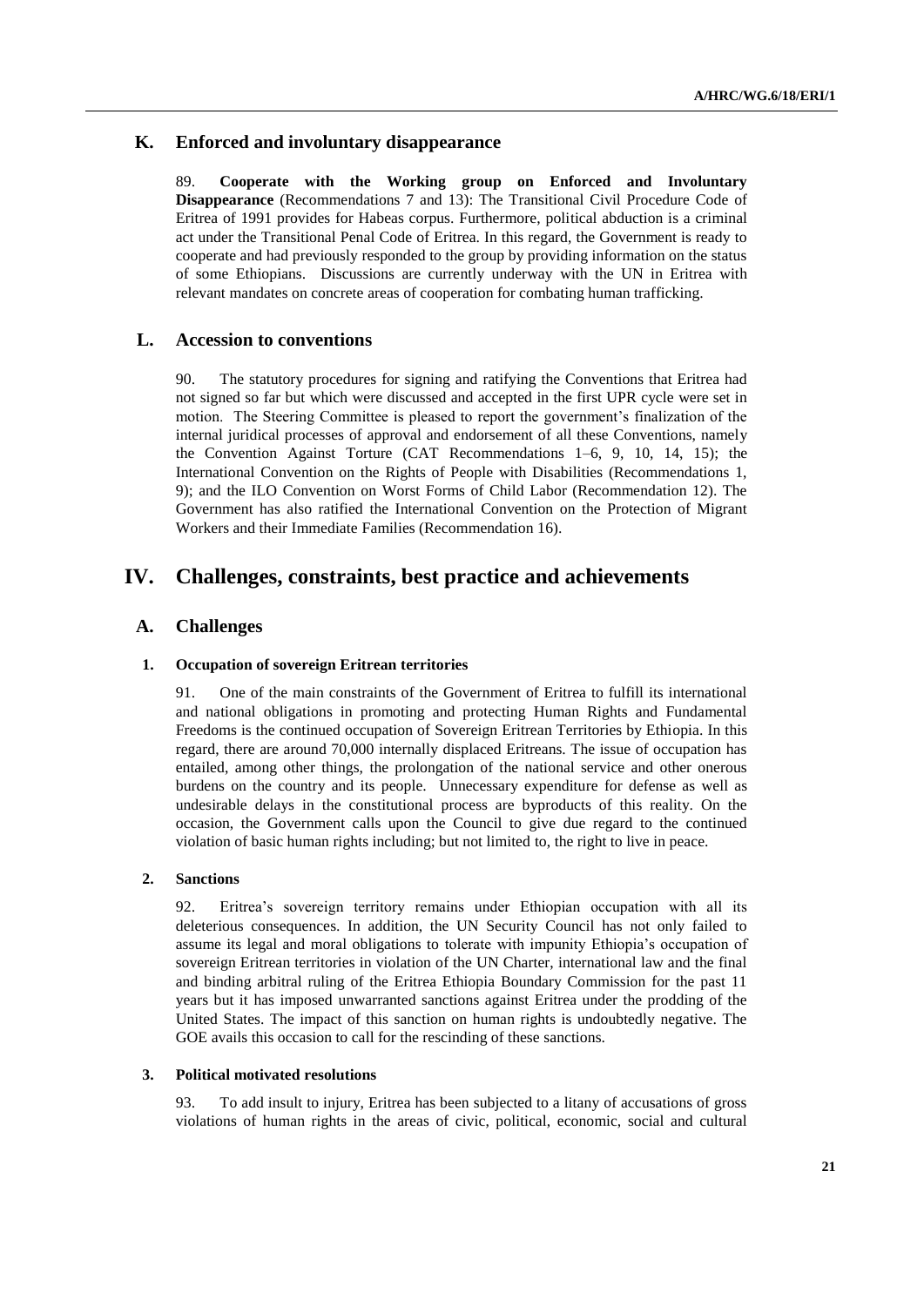## K. Enforced and involuntary disappearance

89. **Cooperate with the Working group on Enforced and Involuntary Disappearance** (Recommendations 7 and 13): The Transitional Civil Procedure Code of Eritrea of 1991 provides for Habeas corpus. Furthermore, political abduction is a criminal act under the Transitional Penal Code of Eritrea. In this regard, the Government is ready to cooperate and had previously responded to the group by providing information on the status of some Ethiopians. Discussions are currently underway with the UN in Eritrea with relevant mandates on concrete areas of cooperation for combating human trafficking.

## L. Accession to conventions

90. The statutory procedures for signing and ratifying the Conventions that Eritrea had not signed so far but which were discussed and accepted in the first UPR cycle were set in motion. The Steering Committee is pleased to report the government's finalization of the internal juridical processes of approval and endorsement of all these Conventions, namely the Convention Against Torture (CAT Recommendations 1–6, 9, 10, 14, 15); the International Convention on the Rights of People with Disabilities (Recommendations 1, 9); and the ILO Convention on Worst Forms of Child Labor (Recommendation 12). The Government has also ratified the International Convention on the Protection of Migrant Workers and their Immediate Families (Recommendation 16).

# IV. Challenges, constraints, best practice and achievements

## A. Challenges

### 1. Occupation of sovereign Eritrean territories

91. One of the main constraints of the Government of Eritrea to fulfill its international and national obligations in promoting and protecting Human Rights and Fundamental Freedoms is the continued occupation of Sovereign Eritrean Territories by Ethiopia. In this regard, there are around 70,000 internally displaced Eritreans. The issue of occupation has entailed, among other things, the prolongation of the national service and other onerous burdens on the country and its people. Unnecessary expenditure for defense as well as undesirable delays in the constitutional process are byproducts of this reality. On the occasion, the Government calls upon the Council to give due regard to the continued violation of basic human rights including; but not limited to, the right to live in peace.

### 2. Sanctions

92. Eritrea's sovereign territory remains under Ethiopian occupation with all its deleterious consequences. In addition, the UN Security Council has not only failed to assume its legal and moral obligations to tolerate with impunity Ethiopia's occupation of sovereign Eritrean territories in violation of the UN Charter, international law and the final and binding arbitral ruling of the Eritrea Ethiopia Boundary Commission for the past 11 years but it has imposed unwarranted sanctions against Eritrea under the prodding of the United States. The impact of this sanction on human rights is undoubtedly negative. The GOE avails this occasion to call for the rescinding of these sanctions.

### 3. Political motivated resolutions

93. To add insult to injury, Eritrea has been subjected to a litany of accusations of gross violations of human rights in the areas of civic, political, economic, social and cultural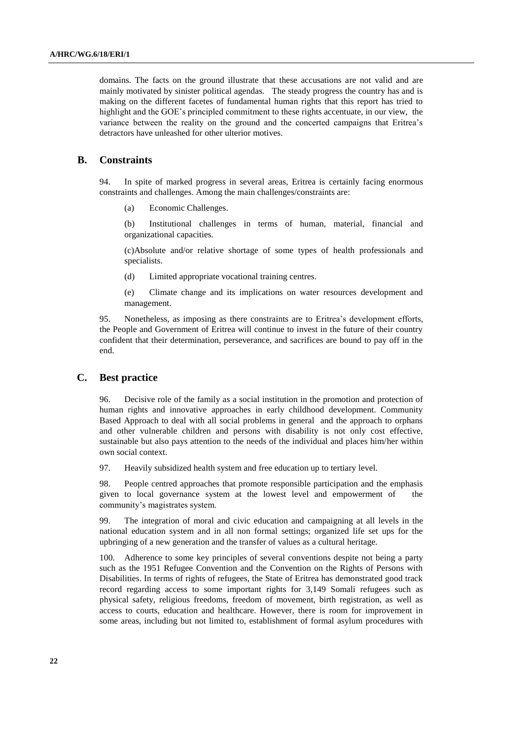domains. The facts on the ground illustrate that these accusations are not valid and are mainly motivated by sinister political agendas. The steady progress the country has and is making on the different facets of fundamental human rights that this report has tried to highlight and the GOE's principled commitment to these rights accentuate, in our view, the variance between the reality on the ground and the concerted campaigns that Eritrea's detractors have unleashed for other ulterior motives.

## B. Constraints

94. In spite of marked progress in several areas, Eritrea is certainly facing enormous constraints and challenges. Among the main challenges/constraints are:

(a) Economic Challenges.

(b) Institutional challenges in terms of human, material, financial and organizational capacities.

(c)Absolute and/or relative shortage of some types of health professionals and specialists.

(d) Limited appropriate vocational training centres.

(e) Climate change and its implications on water resources development and management.

95. Nonetheless, as imposing as there constraints are to Eritrea's development efforts, the People and Government of Eritrea will continue to invest in the future of their country confident that their determination, perseverance, and sacrifices are bound to pay off in the end.

## C. Best practice

96. Decisive role of the family as a social institution in the promotion and protection of human rights and innovative approaches in early childhood development. Community Based Approach to deal with all social problems in general and the approach to orphans and other vulnerable children and persons with disability is not only cost effective, sustainable but also pays attention to the needs of the individual and places him/her within own social context.

97. Heavily subsidized health system and free education up to tertiary level.

98. People centred approaches that promote responsible participation and the emphasis given to local governance system at the lowest level and empowerment of the community's magistrates system.

99. The integration of moral and civic education and campaigning at all levels in the national education system and in all non formal settings; organized life set ups for the upbringing of a new generation and the transfer of values as a cultural heritage.

100. Adherence to some key principles of several conventions despite not being a party such as the 1951 Refugee Convention and the Convention on the Rights of Persons with Disabilities. In terms of rights of refugees, the State of Eritrea has demonstrated good track record regarding access to some important rights for 3,149 Somali refugees such as physical safety, religious freedoms, freedom of movement, birth registration, as well as access to courts, education and healthcare. However, there is room for improvement in some areas, including but not limited to, establishment of formal asylum procedures with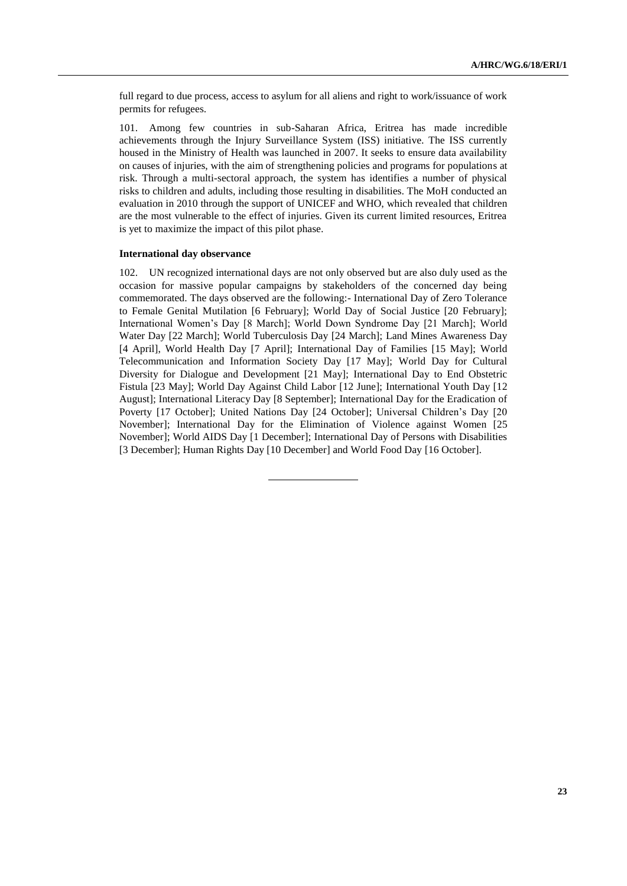full regard to due process, access to asylum for all aliens and right to work/issuance of work permits for refugees.

101. Among few countries in sub-Saharan Africa, Eritrea has made incredible achievements through the Injury Surveillance System (ISS) initiative. The ISS currently housed in the Ministry of Health was launched in 2007. It seeks to ensure data availability on causes of injuries, with the aim of strengthening policies and programs for populations at risk. Through a multi-sectoral approach, the system has identifies a number of physical risks to children and adults, including those resulting in disabilities. The MoH conducted an evaluation in 2010 through the support of UNICEF and WHO, which revealed that children are the most vulnerable to the effect of injuries. Given its current limited resources, Eritrea is yet to maximize the impact of this pilot phase.

**International day observance**

102. UN recognized international days are not only observed but are also duly used as the occasion for massive popular campaigns by stakeholders of the concerned day being commemorated. The days observed are the following:- International Day of Zero Tolerance to Female Genital Mutilation [6 February]; World Day of Social Justice [20 February]; International Women's Day [8 March]; World Down Syndrome Day [21 March]; World Water Day [22 March]; World Tuberculosis Day [24 March]; Land Mines Awareness Day [4 April], World Health Day [7 April]; International Day of Families [15 May]; World Telecommunication and Information Society Day [17 May]; World Day for Cultural Diversity for Dialogue and Development [21 May]; International Day to End Obstetric Fistula [23 May]; World Day Against Child Labor [12 June]; International Youth Day [12 August]; International Literacy Day [8 September]; International Day for the Eradication of Poverty [17 October]; United Nations Day [24 October]; Universal Children's Day [20 November]; International Day for the Elimination of Violence against Women [25 November]; World AIDS Day [1 December]; International Day of Persons with Disabilities [3 December]; Human Rights Day [10 December] and World Food Day [16 October].